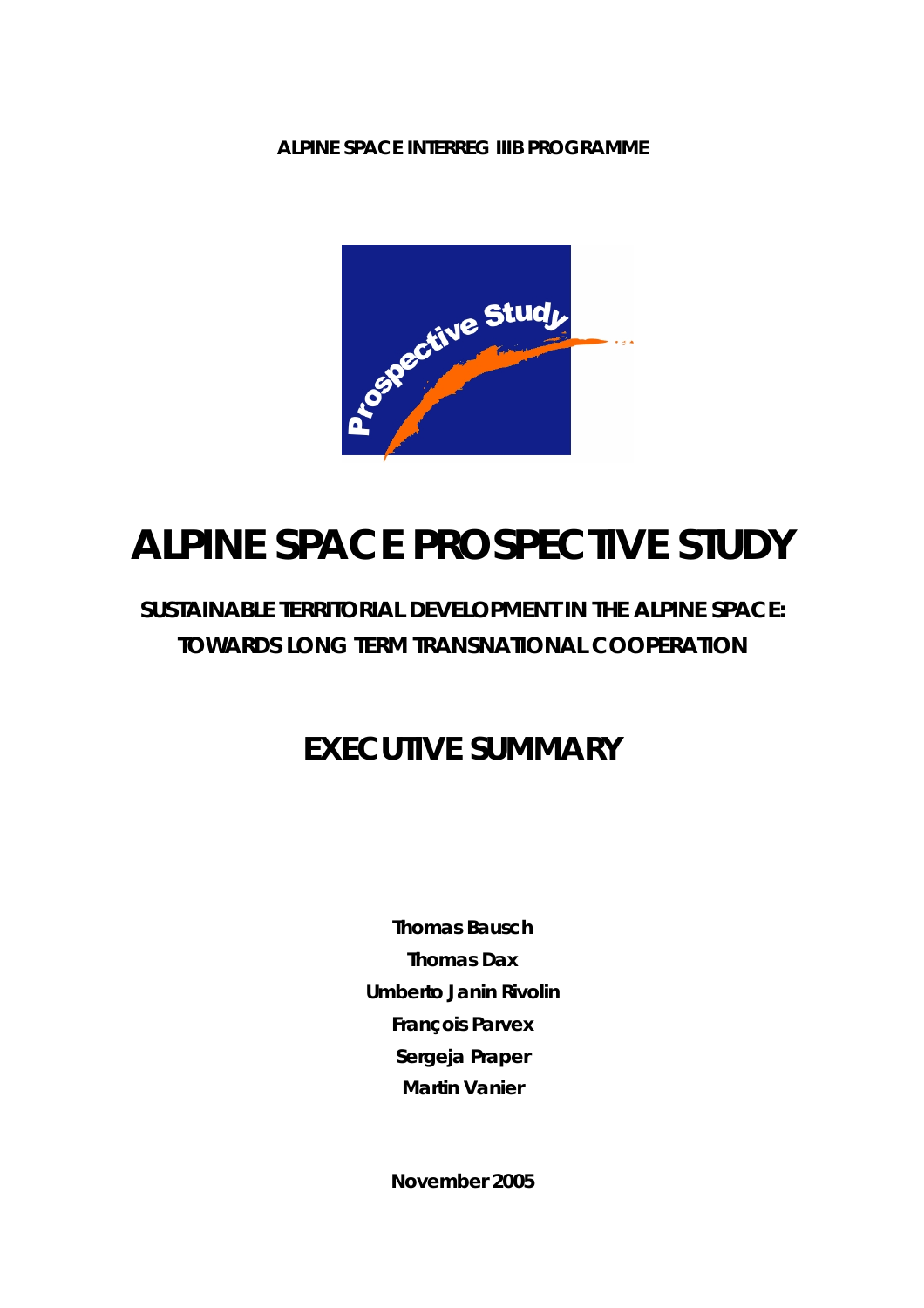**ALPINE SPACE INTERREG IIIB PROGRAMME**

# ALPINE SPACE PROSPECTIVE STUDY

## SUSTAINABLE TERRITORIAL DEVELOPMENT IN THE ALPINE SPACE: TOWARDS LONG TERM TRANSNATIONAL COOPERATION

## EXECUTIVE SUMMARY

**Thomas Bausch**
**Thomas Dax**
**Umberto Janin Rivolin**
**François Parvex**
**Sergeja Praper**
**Martin Vanier**

**November 2005**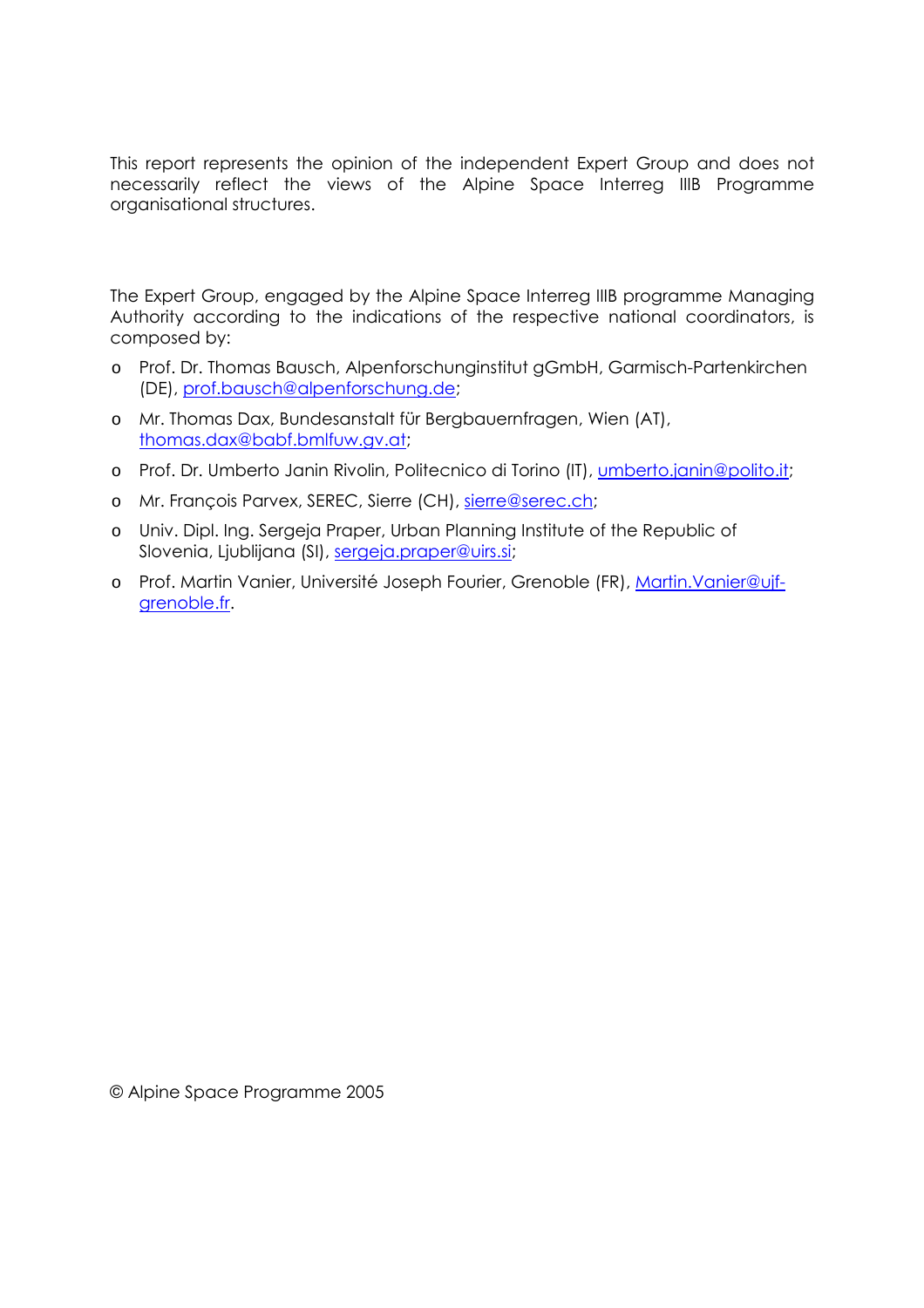This report represents the opinion of the independent Expert Group and does not necessarily reflect the views of the Alpine Space Interreg IIIB Programme organisational structures.

The Expert Group, engaged by the Alpine Space Interreg IIIB programme Managing Authority according to the indications of the respective national coordinators, is composed by:

- Prof. Dr. Thomas Bausch, Alpenforschunginstitut gGmbH, Garmisch-Partenkirchen (DE), prof.bausch@alpenforschung.de;
- Mr. Thomas Dax, Bundesanstalt für Bergbauernfragen, Wien (AT), thomas.dax@babf.bmlfuw.gv.at;
- Prof. Dr. Umberto Janin Rivolin, Politecnico di Torino (IT), umberto.janin@polito.it;
- Mr. François Parvex, SEREC, Sierre (CH), sierre@serec.ch;
- Univ. Dipl. Ing. Sergeja Praper, Urban Planning Institute of the Republic of Slovenia, Ljublijana (SI), sergeja.praper@uirs.si;
- Prof. Martin Vanier, Université Joseph Fourier, Grenoble (FR), Martin.Vanier@ujf-grenoble.fr.

© Alpine Space Programme 2005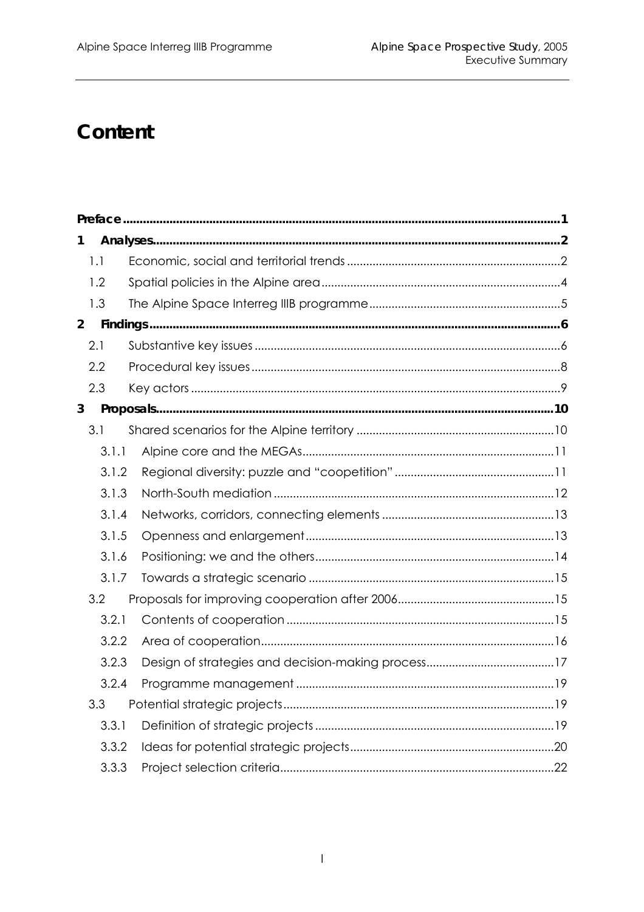# Content

| | | |
|---|---|---|
| **Preface** | | **1** |
| **1** | **Analyses** | **2** |
| 1.1 | Economic, social and territorial trends | 2 |
| 1.2 | Spatial policies in the Alpine area | 4 |
| 1.3 | The Alpine Space Interreg IIIB programme | 5 |
| **2** | **Findings** | **6** |
| 2.1 | Substantive key issues | 6 |
| 2.2 | Procedural key issues | 8 |
| 2.3 | Key actors | 9 |
| **3** | **Proposals** | **10** |
| 3.1 | Shared scenarios for the Alpine territory | 10 |
| 3.1.1 | Alpine core and the MEGAs | 11 |
| 3.1.2 | Regional diversity: puzzle and "coopetition" | 11 |
| 3.1.3 | North-South mediation | 12 |
| 3.1.4 | Networks, corridors, connecting elements | 13 |
| 3.1.5 | Openness and enlargement | 13 |
| 3.1.6 | Positioning: we and the others | 14 |
| 3.1.7 | Towards a strategic scenario | 15 |
| 3.2 | Proposals for improving cooperation after 2006 | 15 |
| 3.2.1 | Contents of cooperation | 15 |
| 3.2.2 | Area of cooperation | 16 |
| 3.2.3 | Design of strategies and decision-making process | 17 |
| 3.2.4 | Programme management | 19 |
| 3.3 | Potential strategic projects | 19 |
| 3.3.1 | Definition of strategic projects | 19 |
| 3.3.2 | Ideas for potential strategic projects | 20 |
| 3.3.3 | Project selection criteria | 22 |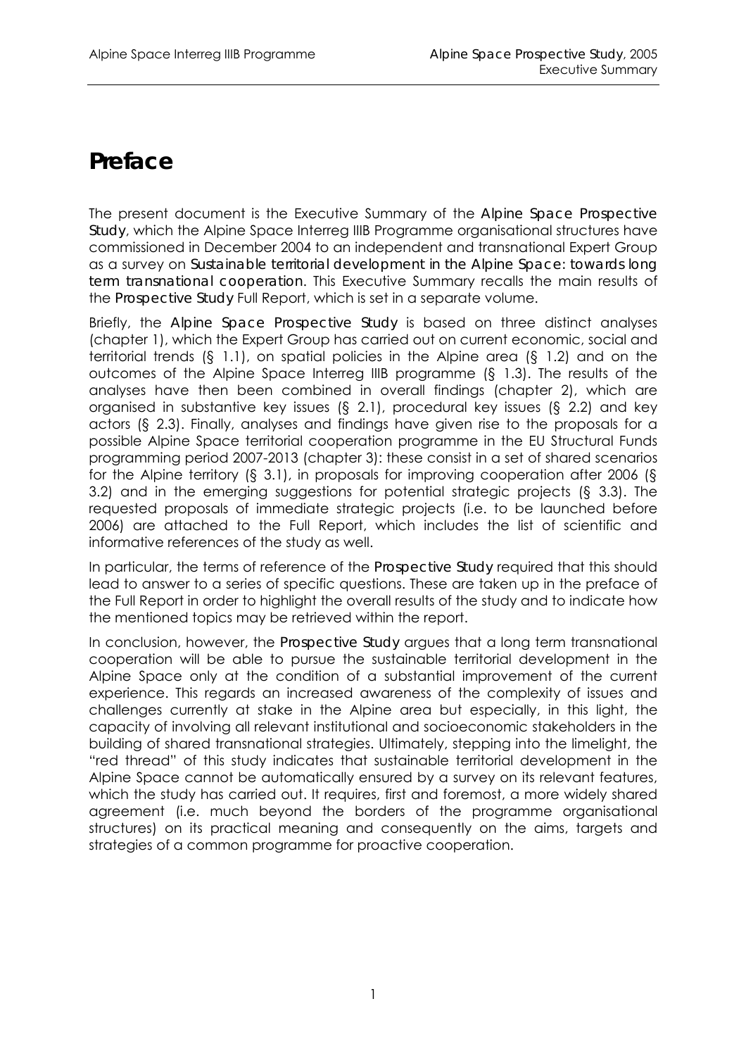# Preface

The present document is the Executive Summary of the **Alpine Space Prospective Study**, which the Alpine Space Interreg IIIB Programme organisational structures have commissioned in December 2004 to an independent and transnational Expert Group as a survey on **Sustainable territorial development in the Alpine Space: towards long term transnational cooperation**. This Executive Summary recalls the main results of the **Prospective Study** Full Report, which is set in a separate volume.

Briefly, the **Alpine Space Prospective Study** is based on three distinct analyses (chapter 1), which the Expert Group has carried out on current economic, social and territorial trends (§ 1.1), on spatial policies in the Alpine area (§ 1.2) and on the outcomes of the Alpine Space Interreg IIIB programme (§ 1.3). The results of the analyses have then been combined in overall findings (chapter 2), which are organised in substantive key issues (§ 2.1), procedural key issues (§ 2.2) and key actors (§ 2.3). Finally, analyses and findings have given rise to the proposals for a possible Alpine Space territorial cooperation programme in the EU Structural Funds programming period 2007-2013 (chapter 3): these consist in a set of shared scenarios for the Alpine territory (§ 3.1), in proposals for improving cooperation after 2006 (§ 3.2) and in the emerging suggestions for potential strategic projects (§ 3.3). The requested proposals of immediate strategic projects (i.e. to be launched before 2006) are attached to the Full Report, which includes the list of scientific and informative references of the study as well.

In particular, the terms of reference of the **Prospective Study** required that this should lead to answer to a series of specific questions. These are taken up in the preface of the Full Report in order to highlight the overall results of the study and to indicate how the mentioned topics may be retrieved within the report.

In conclusion, however, the **Prospective Study** argues that a long term transnational cooperation will be able to pursue the sustainable territorial development in the Alpine Space only at the condition of a substantial improvement of the current experience. This regards an increased awareness of the complexity of issues and challenges currently at stake in the Alpine area but especially, in this light, the capacity of involving all relevant institutional and socioeconomic stakeholders in the building of shared transnational strategies. Ultimately, stepping into the limelight, the "red thread" of this study indicates that sustainable territorial development in the Alpine Space cannot be automatically ensured by a survey on its relevant features, which the study has carried out. It requires, first and foremost, a more widely shared agreement (i.e. much beyond the borders of the programme organisational structures) on its practical meaning and consequently on the aims, targets and strategies of a common programme for proactive cooperation.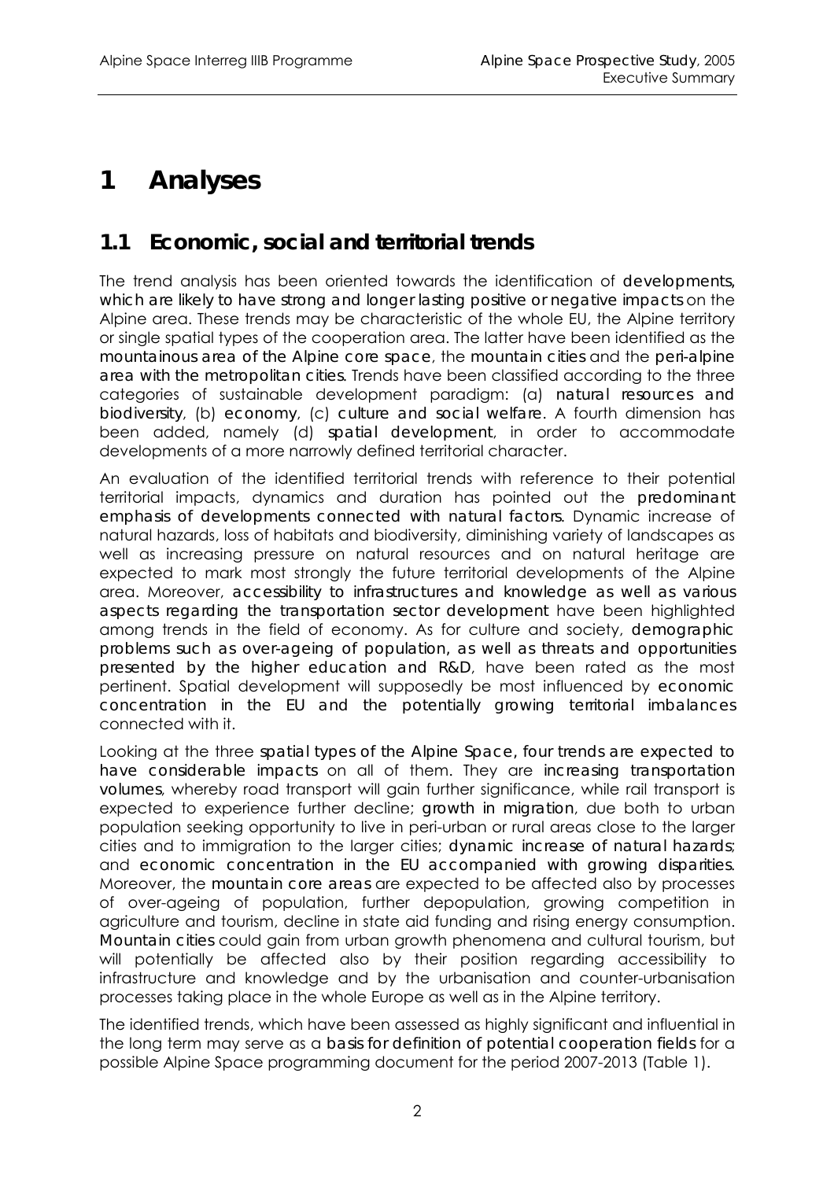# 1 Analyses

## 1.1 Economic, social and territorial trends

The trend analysis has been oriented towards the identification of **developments, which are likely to have strong and longer lasting positive or negative impacts** on the Alpine area. These trends may be characteristic of the whole EU, the Alpine territory or single spatial types of the cooperation area. The latter have been identified as the **mountainous area of the Alpine core space**, the **mountain cities** and the **peri-alpine area with the metropolitan cities**. Trends have been classified according to the three categories of sustainable development paradigm: (a) **natural resources and biodiversity**, (b) **economy**, (c) **culture and social welfare**. A fourth dimension has been added, namely (d) **spatial development**, in order to accommodate developments of a more narrowly defined territorial character.

An evaluation of the identified territorial trends with reference to their potential territorial impacts, dynamics and duration has pointed out the **predominant emphasis of developments connected with natural factors**. Dynamic increase of natural hazards, loss of habitats and biodiversity, diminishing variety of landscapes as well as increasing pressure on natural resources and on natural heritage are expected to mark most strongly the future territorial developments of the Alpine area. Moreover, **accessibility to infrastructures and knowledge as well as various aspects regarding the transportation sector development** have been highlighted among trends in the field of economy. As for culture and society, **demographic problems such as over-ageing of population, as well as threats and opportunities presented by the higher education and R&D**, have been rated as the most pertinent. Spatial development will supposedly be most influenced by **economic concentration in the EU and the potentially growing territorial imbalances** connected with it.

Looking at the three **spatial types of the Alpine Space, four trends are expected to have considerable impacts** on all of them. They are **increasing transportation volumes**, whereby road transport will gain further significance, while rail transport is expected to experience further decline; **growth in migration**, due both to urban population seeking opportunity to live in peri-urban or rural areas close to the larger cities and to immigration to the larger cities; **dynamic increase of natural hazards**; and **economic concentration in the EU accompanied with growing disparities**. Moreover, the **mountain core areas** are expected to be affected also by processes of over-ageing of population, further depopulation, growing competition in agriculture and tourism, decline in state aid funding and rising energy consumption. **Mountain cities** could gain from urban growth phenomena and cultural tourism, but will potentially be affected also by their position regarding accessibility to infrastructure and knowledge and by the urbanisation and counter-urbanisation processes taking place in the whole Europe as well as in the Alpine territory.

The identified trends, which have been assessed as highly significant and influential in the long term may serve as a **basis for definition of potential cooperation fields** for a possible Alpine Space programming document for the period 2007-2013 (Table 1).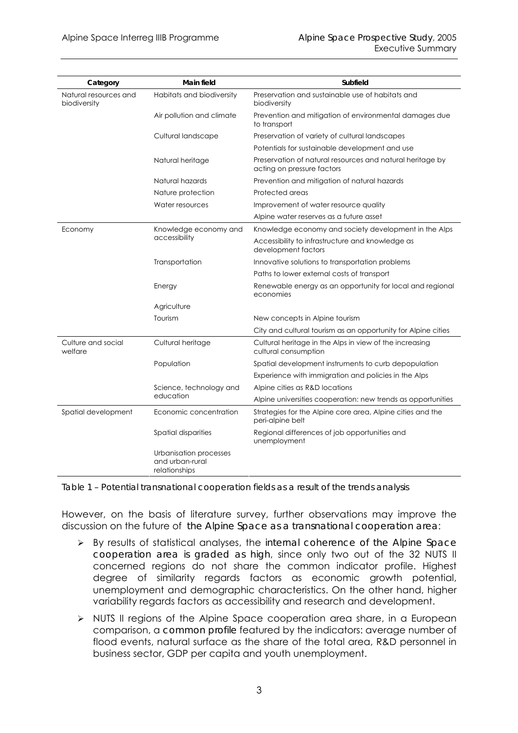| Category | Main field | Subfield |
|---|---|---|
| Natural resources and biodiversity | Habitats and biodiversity | Preservation and sustainable use of habitats and biodiversity |
| | Air pollution and climate | Prevention and mitigation of environmental damages due to transport |
| | Cultural landscape | Preservation of variety of cultural landscapes |
| | | Potentials for sustainable development and use |
| | Natural heritage | Preservation of natural resources and natural heritage by acting on pressure factors |
| | Natural hazards | Prevention and mitigation of natural hazards |
| | Nature protection | Protected areas |
| | Water resources | Improvement of water resource quality |
| | | Alpine water reserves as a future asset |
| Economy | Knowledge economy and accessibility | Knowledge economy and society development in the Alps |
| | | Accessibility to infrastructure and knowledge as development factors |
| | Transportation | Innovative solutions to transportation problems |
| | | Paths to lower external costs of transport |
| | Energy | Renewable energy as an opportunity for local and regional economies |
| | Agriculture | |
| | Tourism | New concepts in Alpine tourism |
| | | City and cultural tourism as an opportunity for Alpine cities |
| Culture and social welfare | Cultural heritage | Cultural heritage in the Alps in view of the increasing cultural consumption |
| | Population | Spatial development instruments to curb depopulation |
| | | Experience with immigration and policies in the Alps |
| | Science, technology and education | Alpine cities as R&D locations |
| | | Alpine universities cooperation: new trends as opportunities |
| Spatial development | Economic concentration | Strategies for the Alpine core area, Alpine cities and the peri-alpine belt |
| | Spatial disparities | Regional differences of job opportunities and unemployment |
| | Urbanisation processes and urban-rural relationships | |

*Table 1 – Potential transnational cooperation fields as a result of the trends analysis*

However, on the basis of literature survey, further observations may improve the discussion on the future of **the Alpine Space as a transnational cooperation area**:

- By results of statistical analyses, the **internal coherence of the Alpine Space cooperation area is graded as high**, since only two out of the 32 NUTS II concerned regions do not share the common indicator profile. Highest degree of similarity regards factors as economic growth potential, unemployment and demographic characteristics. On the other hand, higher variability regards factors as accessibility and research and development.
- NUTS II regions of the Alpine Space cooperation area share, in a European comparison, a **common profile** featured by the indicators: average number of flood events, natural surface as the share of the total area, R&D personnel in business sector, GDP per capita and youth unemployment.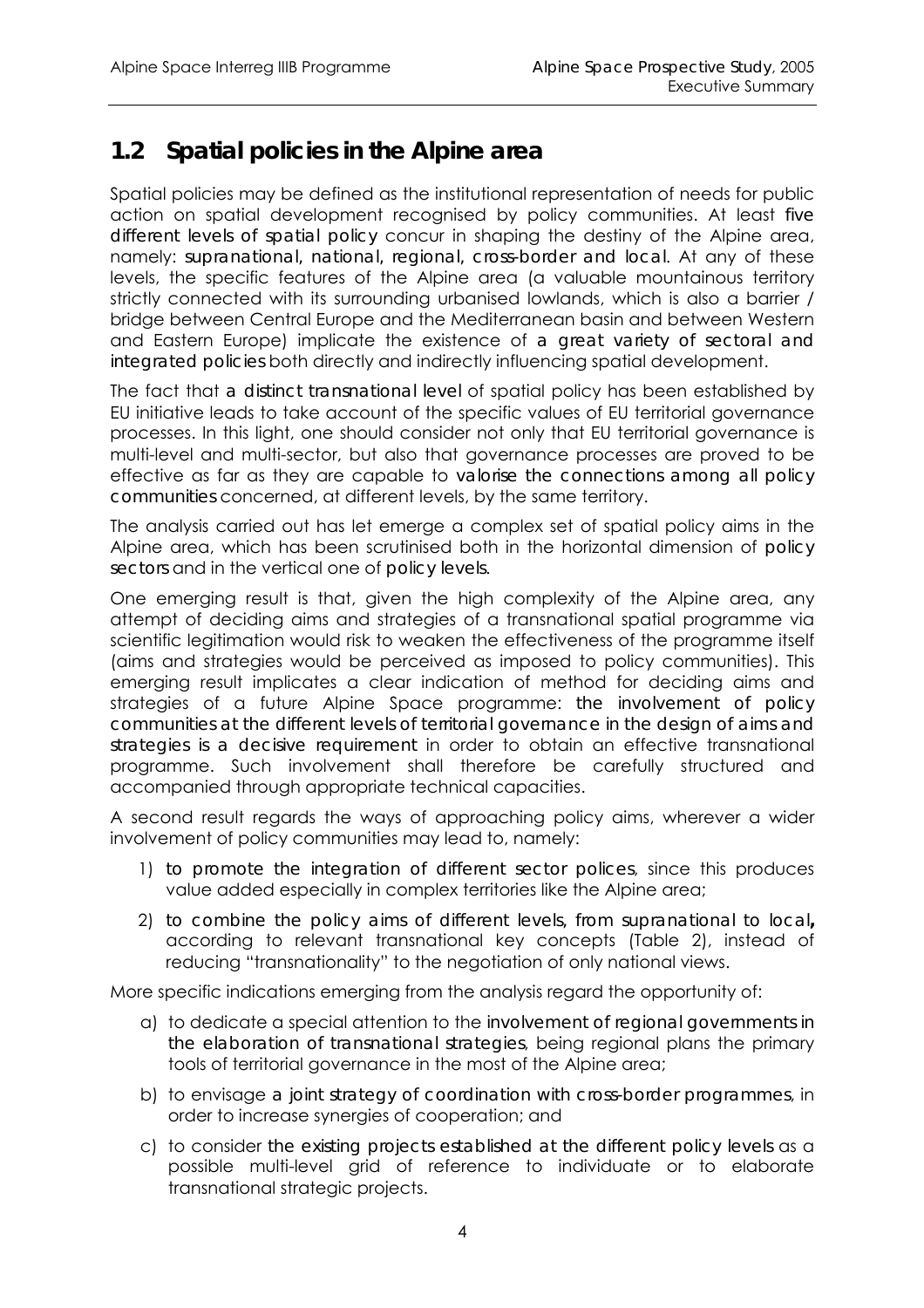## 1.2 Spatial policies in the Alpine area

Spatial policies may be defined as the institutional representation of needs for public action on spatial development recognised by policy communities. At least **five different levels of spatial policy** concur in shaping the destiny of the Alpine area, namely: **supranational, national, regional, cross-border and local**. At any of these levels, the specific features of the Alpine area (a valuable mountainous territory strictly connected with its surrounding urbanised lowlands, which is also a barrier / bridge between Central Europe and the Mediterranean basin and between Western and Eastern Europe) implicate the existence of **a great variety of sectoral and integrated policies** both directly and indirectly influencing spatial development.

The fact that **a distinct transnational level** of spatial policy has been established by EU initiative leads to take account of the specific values of EU territorial governance processes. In this light, one should consider not only that EU territorial governance is multi-level and multi-sector, but also that governance processes are proved to be effective as far as they are capable to **valorise the connections among all policy communities** concerned, at different levels, by the same territory.

The analysis carried out has let emerge a complex set of spatial policy aims in the Alpine area, which has been scrutinised both in the horizontal dimension of **policy sectors** and in the vertical one of **policy levels**.

One emerging result is that, given the high complexity of the Alpine area, any attempt of deciding aims and strategies of a transnational spatial programme via scientific legitimation would risk to weaken the effectiveness of the programme itself (aims and strategies would be perceived as imposed to policy communities). This emerging result implicates a clear indication of method for deciding aims and strategies of a future Alpine Space programme: **the involvement of policy communities at the different levels of territorial governance in the design of aims and strategies is a decisive requirement** in order to obtain an effective transnational programme. Such involvement shall therefore be carefully structured and accompanied through appropriate technical capacities.

A second result regards the ways of approaching policy aims, wherever a wider involvement of policy communities may lead to, namely:

1) **to promote the integration of different sector polices**, since this produces value added especially in complex territories like the Alpine area;
2) **to combine the policy aims of different levels, from supranational to local,** according to relevant transnational key concepts (Table 2), instead of reducing "transnationality" to the negotiation of only national views.

More specific indications emerging from the analysis regard the opportunity of:

a) to dedicate a special attention to the **involvement of regional governments in the elaboration of transnational strategies**, being regional plans the primary tools of territorial governance in the most of the Alpine area;
b) to envisage **a joint strategy of coordination with cross-border programmes**, in order to increase synergies of cooperation; and
c) to consider **the existing projects established at the different policy levels** as a possible multi-level grid of reference to individuate or to elaborate transnational strategic projects.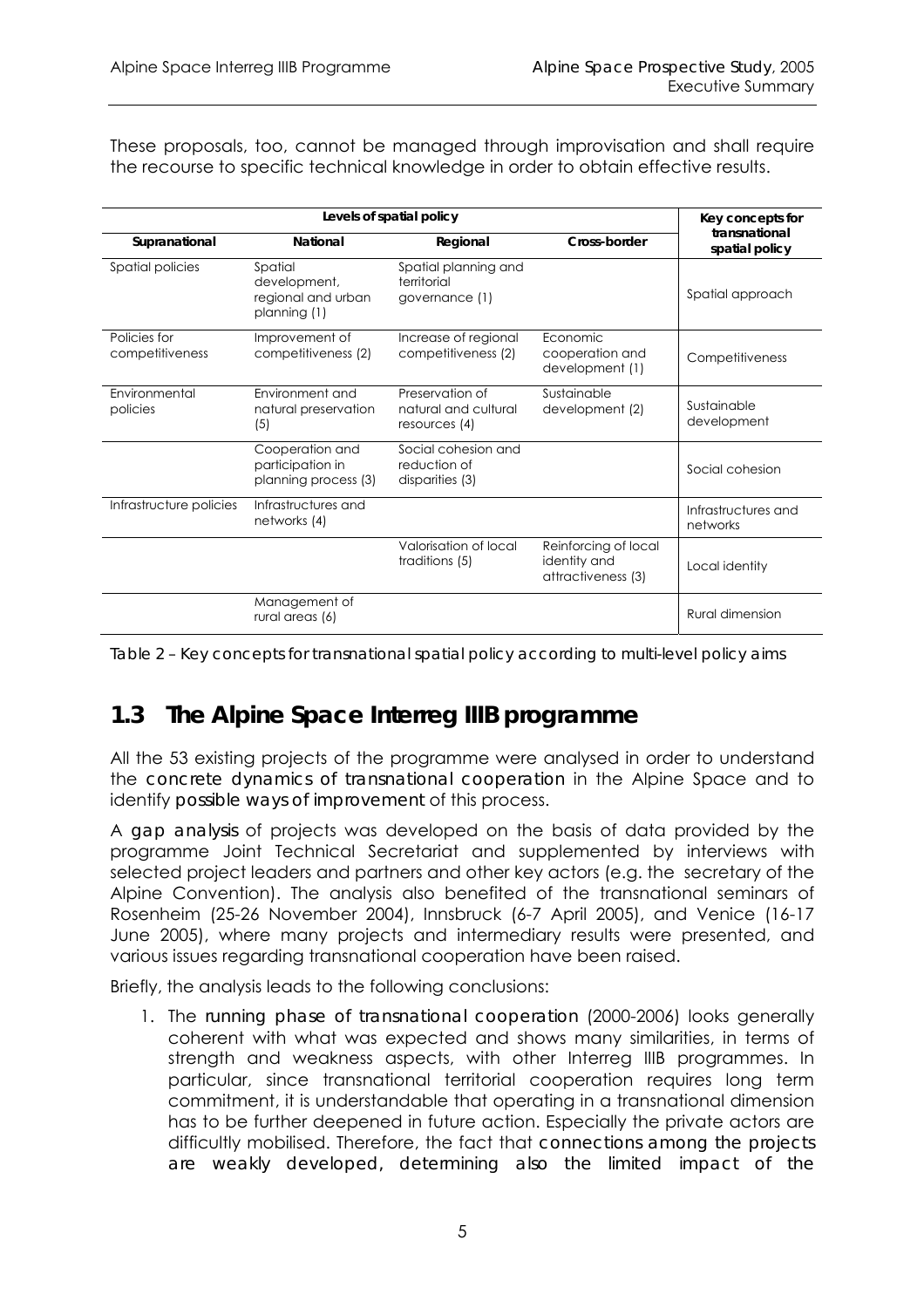These proposals, too, cannot be managed through improvisation and shall require the recourse to specific technical knowledge in order to obtain effective results.

| Levels of spatial policy | | | | Key concepts for transnational spatial policy |
|---|---|---|---|---|
| **Supranational** | **National** | **Regional** | **Cross-border** | |
| Spatial policies | Spatial development, regional and urban planning (1) | Spatial planning and territorial governance (1) | | Spatial approach |
| Policies for competitiveness | Improvement of competitiveness (2) | Increase of regional competitiveness (2) | Economic cooperation and development (1) | Competitiveness |
| Environmental policies | Environment and natural preservation (5) | Preservation of natural and cultural resources (4) | Sustainable development (2) | Sustainable development |
| | Cooperation and participation in planning process (3) | Social cohesion and reduction of disparities (3) | | Social cohesion |
| Infrastructure policies | Infrastructures and networks (4) | | | Infrastructures and networks |
| | | Valorisation of local traditions (5) | Reinforcing of local identity and attractiveness (3) | Local identity |
| | Management of rural areas (6) | | | Rural dimension |

*Table 2 – Key concepts for transnational spatial policy according to multi-level policy aims*

## 1.3 The Alpine Space Interreg IIIB programme

All the 53 existing projects of the programme were analysed in order to understand the *concrete dynamics of transnational cooperation* in the Alpine Space and to identify *possible ways of improvement* of this process.

A *gap analysis* of projects was developed on the basis of data provided by the programme Joint Technical Secretariat and supplemented by interviews with selected project leaders and partners and other key actors (e.g. the secretary of the Alpine Convention). The analysis also benefited of the transnational seminars of Rosenheim (25-26 November 2004), Innsbruck (6-7 April 2005), and Venice (16-17 June 2005), where many projects and intermediary results were presented, and various issues regarding transnational cooperation have been raised.

Briefly, the analysis leads to the following conclusions:

1. The *running phase of transnational cooperation* (2000-2006) looks generally coherent with what was expected and shows many similarities, in terms of strength and weakness aspects, with other Interreg IIIB programmes. In particular, since transnational territorial cooperation requires long term commitment, it is understandable that operating in a transnational dimension has to be further deepened in future action. Especially the private actors are difficultly mobilised. Therefore, the fact that *connections among the projects are weakly developed, determining also the limited impact of the*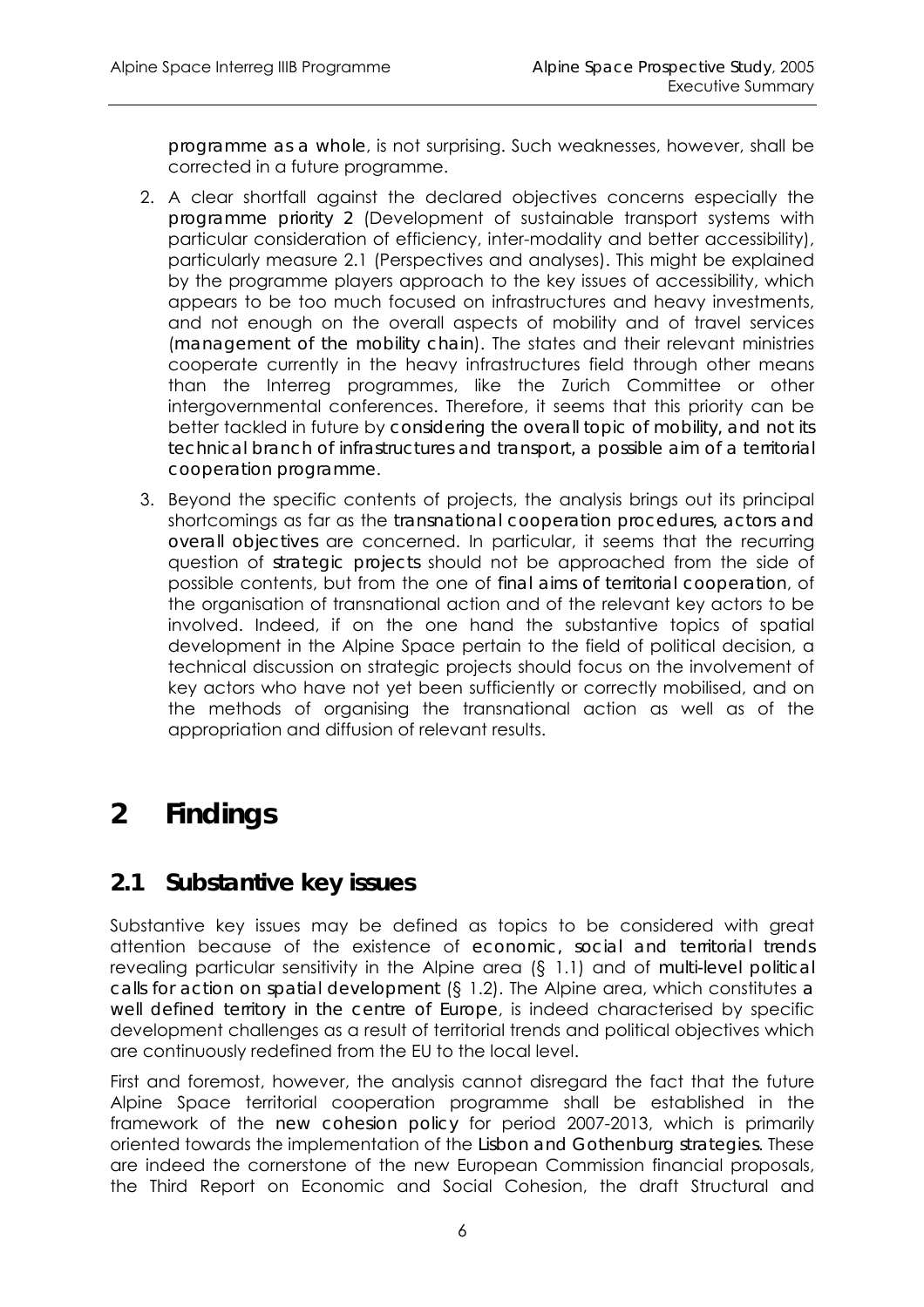**programme as a whole**, is not surprising. Such weaknesses, however, shall be corrected in a future programme.

2. A clear shortfall against the declared objectives concerns especially the **programme priority 2** (Development of sustainable transport systems with particular consideration of efficiency, inter-modality and better accessibility), particularly measure 2.1 (Perspectives and analyses). This might be explained by the programme players approach to the key issues of accessibility, which appears to be too much focused on infrastructures and heavy investments, and not enough on the overall aspects of mobility and of travel services (**management of the mobility chain**). The states and their relevant ministries cooperate currently in the heavy infrastructures field through other means than the Interreg programmes, like the Zurich Committee or other intergovernmental conferences. Therefore, it seems that this priority can be better tackled in future by **considering the overall topic of mobility, and not its technical branch of infrastructures and transport, a possible aim of a territorial cooperation programme**.
3. Beyond the specific contents of projects, the analysis brings out its principal shortcomings as far as the **transnational cooperation procedures, actors and overall objectives** are concerned. In particular, it seems that the recurring question of **strategic projects** should not be approached from the side of possible contents, but from the one of **final aims of territorial cooperation**, of the organisation of transnational action and of the relevant key actors to be involved. Indeed, if on the one hand the substantive topics of spatial development in the Alpine Space pertain to the field of political decision, a technical discussion on strategic projects should focus on the involvement of key actors who have not yet been sufficiently or correctly mobilised, and on the methods of organising the transnational action as well as of the appropriation and diffusion of relevant results.

# 2 Findings

## 2.1 Substantive key issues

Substantive key issues may be defined as topics to be considered with great attention because of the existence of **economic, social and territorial trends** revealing particular sensitivity in the Alpine area (§ 1.1) and of **multi-level political calls for action on spatial development** (§ 1.2). The Alpine area, which constitutes **a well defined territory in the centre of Europe**, is indeed characterised by specific development challenges as a result of territorial trends and political objectives which are continuously redefined from the EU to the local level.

First and foremost, however, the analysis cannot disregard the fact that the future Alpine Space territorial cooperation programme shall be established in the framework of the **new cohesion policy** for period 2007-2013, which is primarily oriented towards the implementation of the **Lisbon and Gothenburg strategies**. These are indeed the cornerstone of the new European Commission financial proposals, the Third Report on Economic and Social Cohesion, the draft Structural and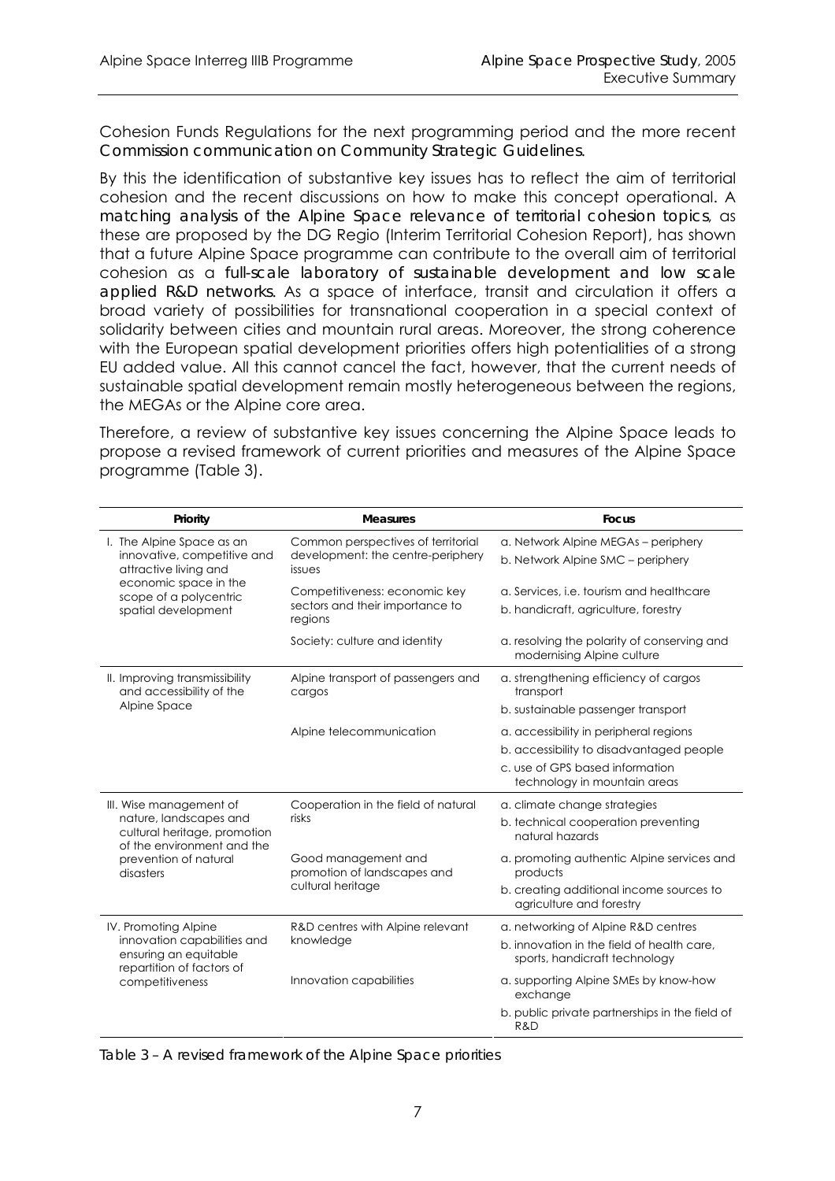Cohesion Funds Regulations for the next programming period and the more recent **Commission communication on Community Strategic Guidelines**.

By this the identification of substantive key issues has to reflect the aim of territorial cohesion and the recent discussions on how to make this concept operational. A **matching analysis of the Alpine Space relevance of territorial cohesion topics**, as these are proposed by the DG Regio (Interim Territorial Cohesion Report), has shown that a future Alpine Space programme can contribute to the overall aim of territorial cohesion as a **full-scale laboratory of sustainable development and low scale applied R&D networks**. As a space of interface, transit and circulation it offers a broad variety of possibilities for transnational cooperation in a special context of solidarity between cities and mountain rural areas. Moreover, the strong coherence with the European spatial development priorities offers high potentialities of a strong EU added value. All this cannot cancel the fact, however, that the current needs of sustainable spatial development remain mostly heterogeneous between the regions, the MEGAs or the Alpine core area.

Therefore, a review of substantive key issues concerning the Alpine Space leads to propose a revised framework of current priorities and measures of the Alpine Space programme (Table 3).

| Priority | Measures | Focus |
|---|---|---|
| I. The Alpine Space as an innovative, competitive and attractive living and economic space in the scope of a polycentric spatial development | Common perspectives of territorial development: the centre-periphery issues | a. Network Alpine MEGAs – periphery<br>b. Network Alpine SMC – periphery |
| | Competitiveness: economic key sectors and their importance to regions | a. Services, i.e. tourism and healthcare<br>b. handicraft, agriculture, forestry |
| | Society: culture and identity | a. resolving the polarity of conserving and modernising Alpine culture |
| II. Improving transmissibility and accessibility of the Alpine Space | Alpine transport of passengers and cargos | a. strengthening efficiency of cargos transport<br>b. sustainable passenger transport |
| | Alpine telecommunication | a. accessibility in peripheral regions<br>b. accessibility to disadvantaged people<br>c. use of GPS based information technology in mountain areas |
| III. Wise management of nature, landscapes and cultural heritage, promotion of the environment and the prevention of natural disasters | Cooperation in the field of natural risks | a. climate change strategies<br>b. technical cooperation preventing natural hazards |
| | Good management and promotion of landscapes and cultural heritage | a. promoting authentic Alpine services and products<br>b. creating additional income sources to agriculture and forestry |
| IV. Promoting Alpine innovation capabilities and ensuring an equitable repartition of factors of competitiveness | R&D centres with Alpine relevant knowledge | a. networking of Alpine R&D centres<br>b. innovation in the field of health care, sports, handicraft technology |
| | Innovation capabilities | a. supporting Alpine SMEs by know-how exchange<br>b. public private partnerships in the field of R&D |

Table 3 – A revised framework of the Alpine Space priorities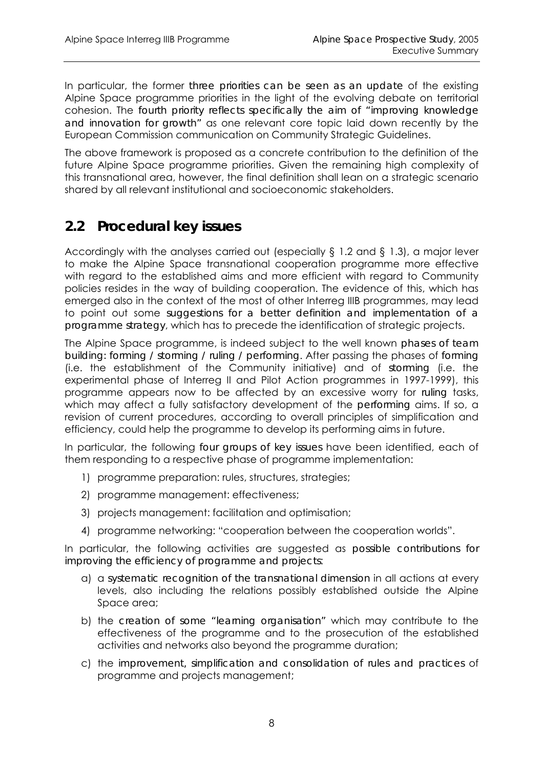In particular, the former **three priorities can be seen as an update** of the existing Alpine Space programme priorities in the light of the evolving debate on territorial cohesion. The **fourth priority reflects specifically the aim of "improving knowledge and innovation for growth"** as one relevant core topic laid down recently by the European Commission communication on Community Strategic Guidelines.

The above framework is proposed as a concrete contribution to the definition of the future Alpine Space programme priorities. Given the remaining high complexity of this transnational area, however, the final definition shall lean on a strategic scenario shared by all relevant institutional and socioeconomic stakeholders.

## 2.2 Procedural key issues

Accordingly with the analyses carried out (especially § 1.2 and § 1.3), a major lever to make the Alpine Space transnational cooperation programme more effective with regard to the established aims and more efficient with regard to Community policies resides in the way of building cooperation. The evidence of this, which has emerged also in the context of the most of other Interreg IIIB programmes, may lead to point out some **suggestions for a better definition and implementation of a programme strategy**, which has to precede the identification of strategic projects.

The Alpine Space programme, is indeed subject to the well known **phases of team building: forming / storming / ruling / performing**. After passing the phases of **forming** (i.e. the establishment of the Community initiative) and of **storming** (i.e. the experimental phase of Interreg II and Pilot Action programmes in 1997-1999), this programme appears now to be affected by an excessive worry for **ruling** tasks, which may affect a fully satisfactory development of the **performing** aims. If so, a revision of current procedures, according to overall principles of simplification and efficiency, could help the programme to develop its performing aims in future.

In particular, the following **four groups of key issues** have been identified, each of them responding to a respective phase of programme implementation:

1) programme preparation: rules, structures, strategies;
2) programme management: effectiveness;
3) projects management: facilitation and optimisation;
4) programme networking: "cooperation between the cooperation worlds".

In particular, the following activities are suggested as **possible contributions for improving the efficiency of programme and projects**:

a) a **systematic recognition of the transnational dimension** in all actions at every levels, also including the relations possibly established outside the Alpine Space area;
b) the **creation of some "learning organisation"** which may contribute to the effectiveness of the programme and to the prosecution of the established activities and networks also beyond the programme duration;
c) the **improvement, simplification and consolidation of rules and practices** of programme and projects management;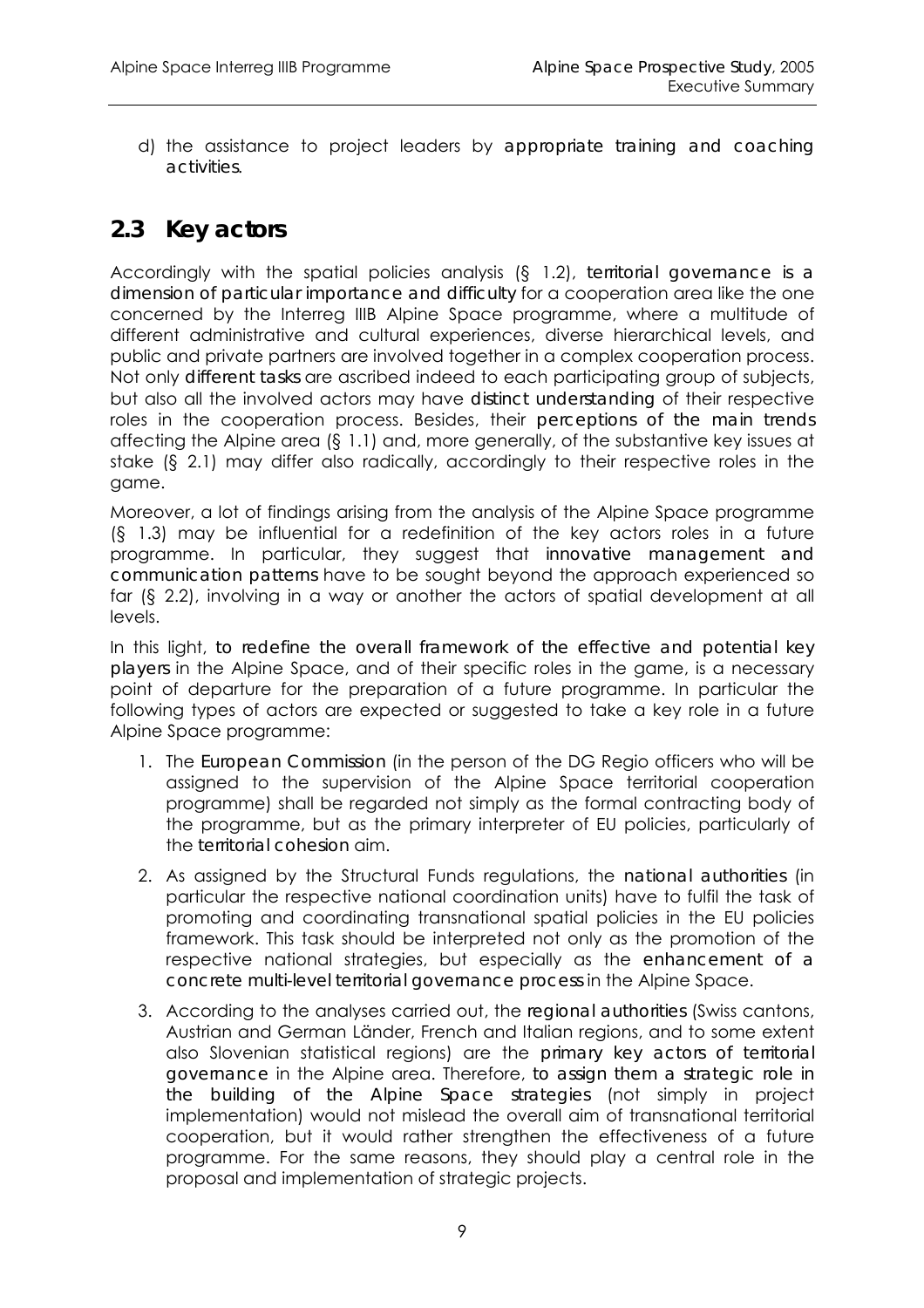d) the assistance to project leaders by **appropriate training and coaching activities.**

## 2.3 Key actors

Accordingly with the spatial policies analysis (§ 1.2), **territorial governance is a dimension of particular importance and difficulty** for a cooperation area like the one concerned by the Interreg IIIB Alpine Space programme, where a multitude of different administrative and cultural experiences, diverse hierarchical levels, and public and private partners are involved together in a complex cooperation process. Not only **different tasks** are ascribed indeed to each participating group of subjects, but also all the involved actors may have **distinct understanding** of their respective roles in the cooperation process. Besides, their **perceptions of the main trends** affecting the Alpine area (§ 1.1) and, more generally, of the substantive key issues at stake (§ 2.1) may differ also radically, accordingly to their respective roles in the game.

Moreover, a lot of findings arising from the analysis of the Alpine Space programme (§ 1.3) may be influential for a redefinition of the key actors roles in a future programme. In particular, they suggest that **innovative management and communication patterns** have to be sought beyond the approach experienced so far (§ 2.2), involving in a way or another the actors of spatial development at all levels.

In this light, **to redefine the overall framework of the effective and potential key players** in the Alpine Space, and of their specific roles in the game, is a necessary point of departure for the preparation of a future programme. In particular the following types of actors are expected or suggested to take a key role in a future Alpine Space programme:

1. The **European Commission** (in the person of the DG Regio officers who will be assigned to the supervision of the Alpine Space territorial cooperation programme) shall be regarded not simply as the formal contracting body of the programme, but as the primary interpreter of EU policies, particularly of the **territorial cohesion** aim.
2. As assigned by the Structural Funds regulations, the **national authorities** (in particular the respective national coordination units) have to fulfil the task of promoting and coordinating transnational spatial policies in the EU policies framework. This task should be interpreted not only as the promotion of the respective national strategies, but especially as the **enhancement of a concrete multi-level territorial governance process** in the Alpine Space.
3. According to the analyses carried out, the **regional authorities** (Swiss cantons, Austrian and German Länder, French and Italian regions, and to some extent also Slovenian statistical regions) are the **primary key actors of territorial governance** in the Alpine area. Therefore, **to assign them a strategic role in the building of the Alpine Space strategies** (not simply in project implementation) would not mislead the overall aim of transnational territorial cooperation, but it would rather strengthen the effectiveness of a future programme. For the same reasons, they should play a central role in the proposal and implementation of strategic projects.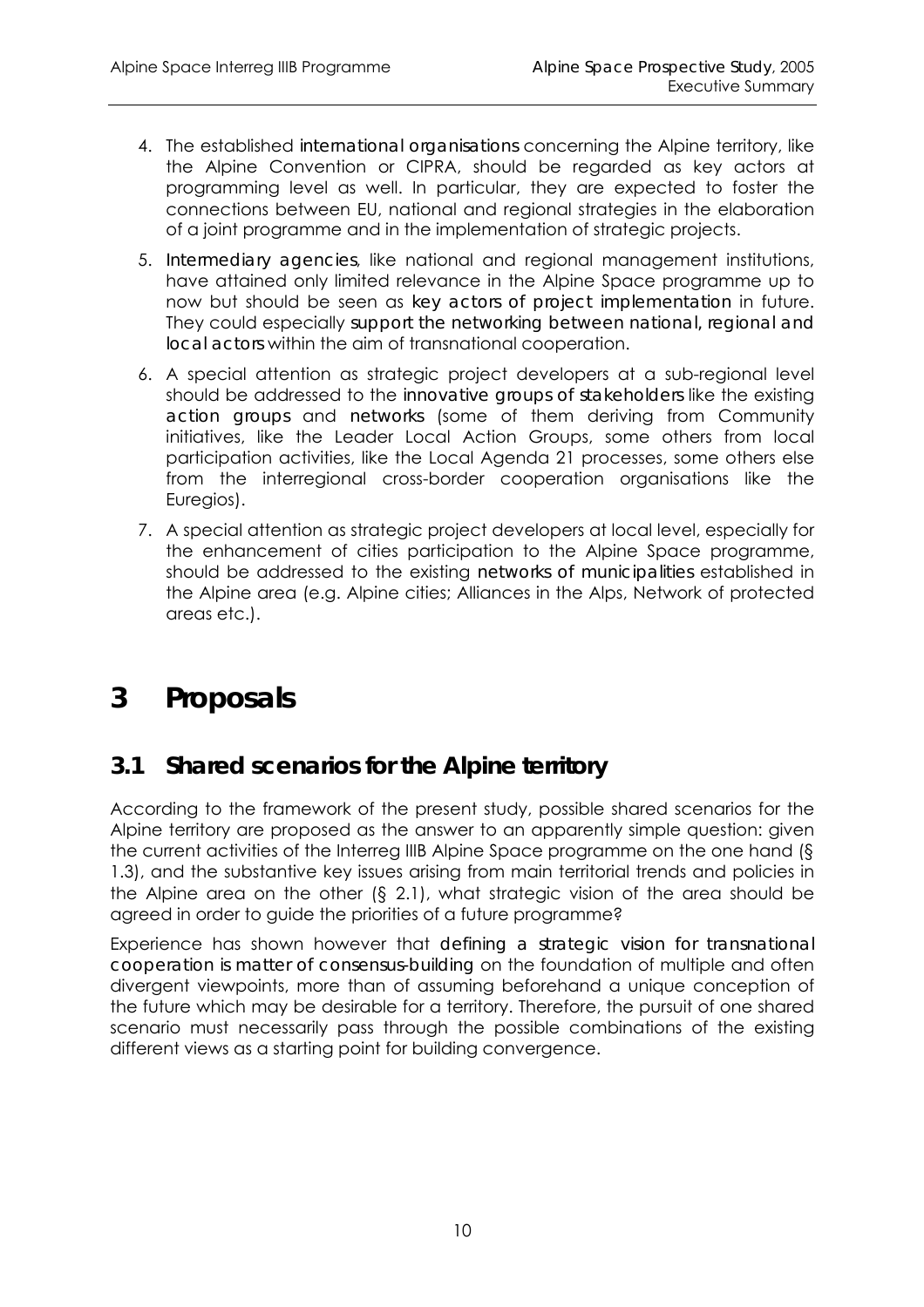4. The established **international organisations** concerning the Alpine territory, like the Alpine Convention or CIPRA, should be regarded as key actors at programming level as well. In particular, they are expected to foster the connections between EU, national and regional strategies in the elaboration of a joint programme and in the implementation of strategic projects.
5. **Intermediary agencies**, like national and regional management institutions, have attained only limited relevance in the Alpine Space programme up to now but should be seen as **key actors of project implementation** in future. They could especially **support the networking between national, regional and local actors** within the aim of transnational cooperation.
6. A special attention as strategic project developers at a sub-regional level should be addressed to the **innovative groups of stakeholders** like the existing **action groups** and **networks** (some of them deriving from Community initiatives, like the Leader Local Action Groups, some others from local participation activities, like the Local Agenda 21 processes, some others else from the interregional cross-border cooperation organisations like the Euregios).
7. A special attention as strategic project developers at local level, especially for the enhancement of cities participation to the Alpine Space programme, should be addressed to the existing **networks of municipalities** established in the Alpine area (e.g. Alpine cities; Alliances in the Alps, Network of protected areas etc.).

# 3 Proposals

## 3.1 Shared scenarios for the Alpine territory

According to the framework of the present study, possible shared scenarios for the Alpine territory are proposed as the answer to an apparently simple question: given the current activities of the Interreg IIIB Alpine Space programme on the one hand (§ 1.3), and the substantive key issues arising from main territorial trends and policies in the Alpine area on the other (§ 2.1), what strategic vision of the area should be agreed in order to guide the priorities of a future programme?

Experience has shown however that **defining a strategic vision for transnational cooperation is matter of consensus-building** on the foundation of multiple and often divergent viewpoints, more than of assuming beforehand a unique conception of the future which may be desirable for a territory. Therefore, the pursuit of one shared scenario must necessarily pass through the possible combinations of the existing different views as a starting point for building convergence.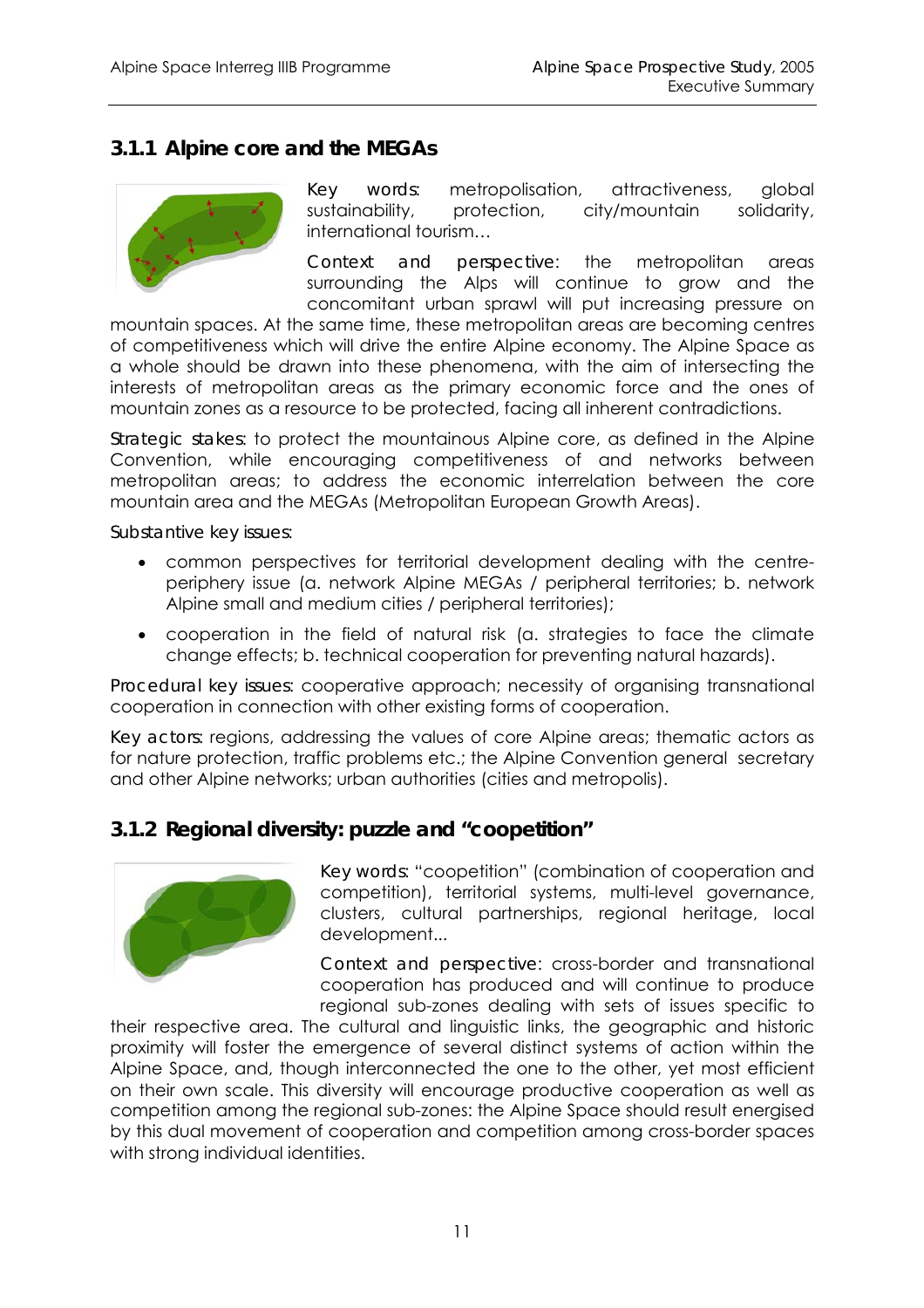### 3.1.1 Alpine core and the MEGAs

*Key words*: metropolisation, attractiveness, global sustainability, protection, city/mountain solidarity, international tourism…

*Context and perspective*: the metropolitan areas surrounding the Alps will continue to grow and the concomitant urban sprawl will put increasing pressure on mountain spaces. At the same time, these metropolitan areas are becoming centres of competitiveness which will drive the entire Alpine economy. The Alpine Space as a whole should be drawn into these phenomena, with the aim of intersecting the interests of metropolitan areas as the primary economic force and the ones of mountain zones as a resource to be protected, facing all inherent contradictions.

*Strategic stakes*: to protect the mountainous Alpine core, as defined in the Alpine Convention, while encouraging competitiveness of and networks between metropolitan areas; to address the economic interrelation between the core mountain area and the MEGAs (Metropolitan European Growth Areas).

*Substantive key issues*:

- common perspectives for territorial development dealing with the centre-periphery issue (a. network Alpine MEGAs / peripheral territories; b. network Alpine small and medium cities / peripheral territories);
- cooperation in the field of natural risk (a. strategies to face the climate change effects; b. technical cooperation for preventing natural hazards).

*Procedural key issues*: cooperative approach; necessity of organising transnational cooperation in connection with other existing forms of cooperation.

*Key actors*: regions, addressing the values of core Alpine areas; thematic actors as for nature protection, traffic problems etc.; the Alpine Convention general secretary and other Alpine networks; urban authorities (cities and metropolis).

### 3.1.2 Regional diversity: puzzle and "coopetition"

*Key words*: "coopetition" (combination of cooperation and competition), territorial systems, multi-level governance, clusters, cultural partnerships, regional heritage, local development...

*Context and perspective*: cross-border and transnational cooperation has produced and will continue to produce regional sub-zones dealing with sets of issues specific to their respective area. The cultural and linguistic links, the geographic and historic proximity will foster the emergence of several distinct systems of action within the Alpine Space, and, though interconnected the one to the other, yet most efficient on their own scale. This diversity will encourage productive cooperation as well as competition among the regional sub-zones: the Alpine Space should result energised by this dual movement of cooperation and competition among cross-border spaces with strong individual identities.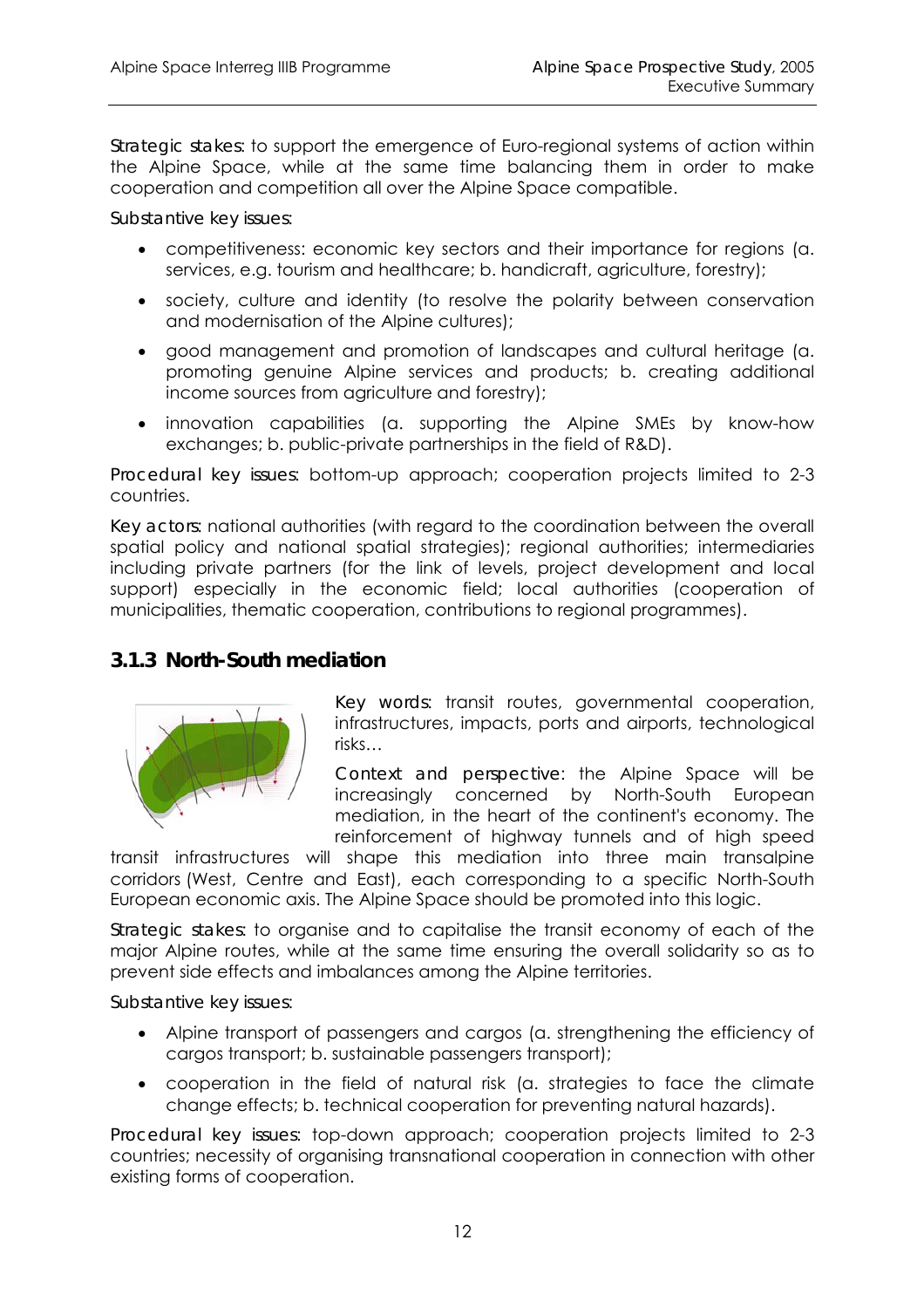*Strategic stakes*: to support the emergence of Euro-regional systems of action within the Alpine Space, while at the same time balancing them in order to make cooperation and competition all over the Alpine Space compatible.

*Substantive key issues*:

- competitiveness: economic key sectors and their importance for regions (a. services, e.g. tourism and healthcare; b. handicraft, agriculture, forestry);
- society, culture and identity (to resolve the polarity between conservation and modernisation of the Alpine cultures);
- good management and promotion of landscapes and cultural heritage (a. promoting genuine Alpine services and products; b. creating additional income sources from agriculture and forestry);
- innovation capabilities (a. supporting the Alpine SMEs by know-how exchanges; b. public-private partnerships in the field of R&D).

*Procedural key issues*: bottom-up approach; cooperation projects limited to 2-3 countries.

*Key actors*: national authorities (with regard to the coordination between the overall spatial policy and national spatial strategies); regional authorities; intermediaries including private partners (for the link of levels, project development and local support) especially in the economic field; local authorities (cooperation of municipalities, thematic cooperation, contributions to regional programmes).

### 3.1.3 North-South mediation

*Key words*: transit routes, governmental cooperation, infrastructures, impacts, ports and airports, technological risks…

*Context and perspective*: the Alpine Space will be increasingly concerned by North-South European mediation, in the heart of the continent's economy. The reinforcement of highway tunnels and of high speed transit infrastructures will shape this mediation into three main transalpine corridors (West, Centre and East), each corresponding to a specific North-South European economic axis. The Alpine Space should be promoted into this logic.

*Strategic stakes*: to organise and to capitalise the transit economy of each of the major Alpine routes, while at the same time ensuring the overall solidarity so as to prevent side effects and imbalances among the Alpine territories.

*Substantive key issues*:

- Alpine transport of passengers and cargos (a. strengthening the efficiency of cargos transport; b. sustainable passengers transport);
- cooperation in the field of natural risk (a. strategies to face the climate change effects; b. technical cooperation for preventing natural hazards).

*Procedural key issues*: top-down approach; cooperation projects limited to 2-3 countries; necessity of organising transnational cooperation in connection with other existing forms of cooperation.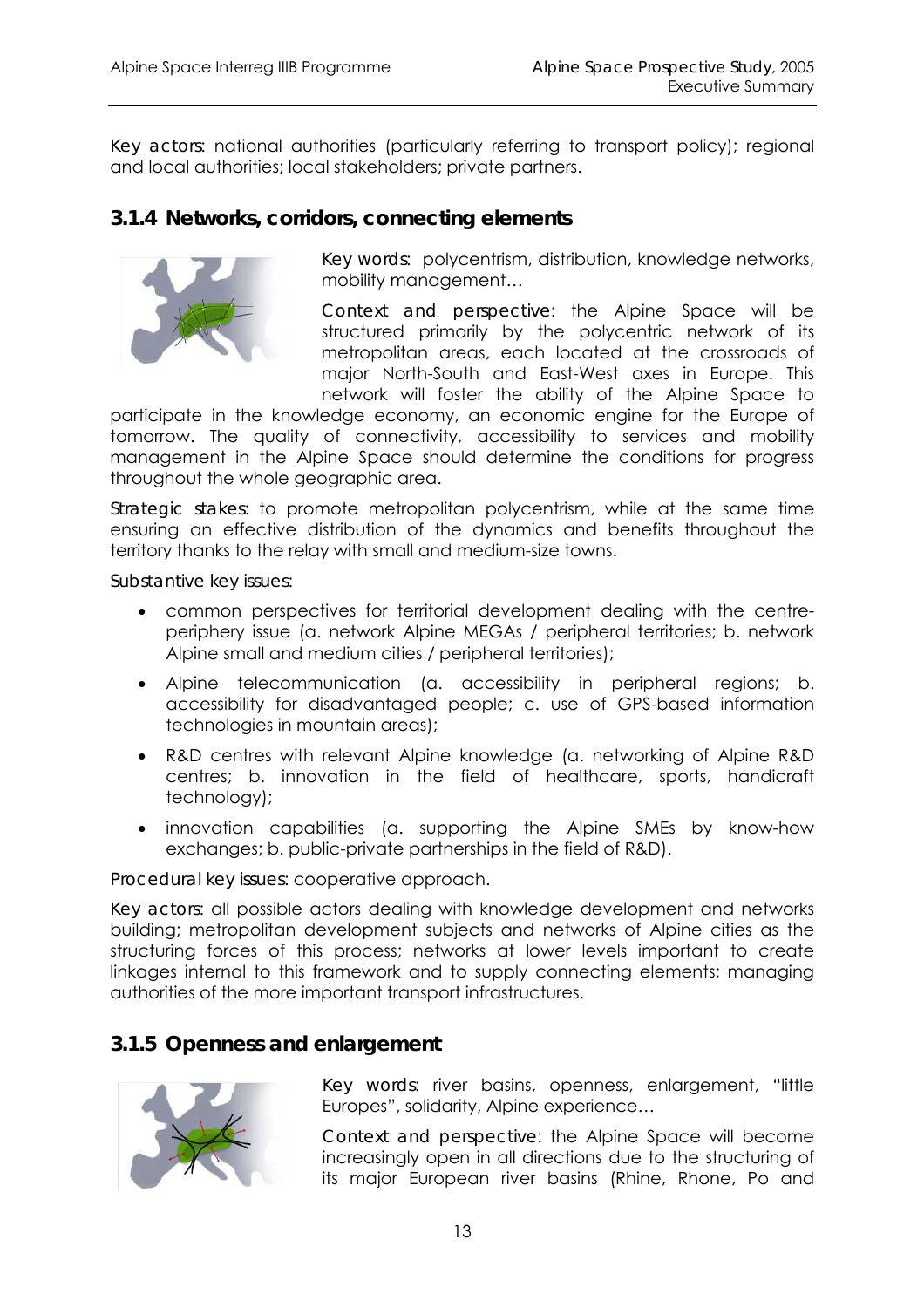*Key actors*: national authorities (particularly referring to transport policy); regional and local authorities; local stakeholders; private partners.

### 3.1.4 Networks, corridors, connecting elements

*Key words*: polycentrism, distribution, knowledge networks, mobility management…

*Context and perspective*: the Alpine Space will be structured primarily by the polycentric network of its metropolitan areas, each located at the crossroads of major North-South and East-West axes in Europe. This network will foster the ability of the Alpine Space to participate in the knowledge economy, an economic engine for the Europe of tomorrow. The quality of connectivity, accessibility to services and mobility management in the Alpine Space should determine the conditions for progress throughout the whole geographic area.

*Strategic stakes*: to promote metropolitan polycentrism, while at the same time ensuring an effective distribution of the dynamics and benefits throughout the territory thanks to the relay with small and medium-size towns.

*Substantive key issues*:

- common perspectives for territorial development dealing with the centre-periphery issue (a. network Alpine MEGAs / peripheral territories; b. network Alpine small and medium cities / peripheral territories);
- Alpine telecommunication (a. accessibility in peripheral regions; b. accessibility for disadvantaged people; c. use of GPS-based information technologies in mountain areas);
- R&D centres with relevant Alpine knowledge (a. networking of Alpine R&D centres; b. innovation in the field of healthcare, sports, handicraft technology);
- innovation capabilities (a. supporting the Alpine SMEs by know-how exchanges; b. public-private partnerships in the field of R&D).

*Procedural key issues*: cooperative approach.

*Key actors*: all possible actors dealing with knowledge development and networks building; metropolitan development subjects and networks of Alpine cities as the structuring forces of this process; networks at lower levels important to create linkages internal to this framework and to supply connecting elements; managing authorities of the more important transport infrastructures.

### 3.1.5 Openness and enlargement

*Key words*: river basins, openness, enlargement, "little Europes", solidarity, Alpine experience…

*Context and perspective*: the Alpine Space will become increasingly open in all directions due to the structuring of its major European river basins (Rhine, Rhone, Po and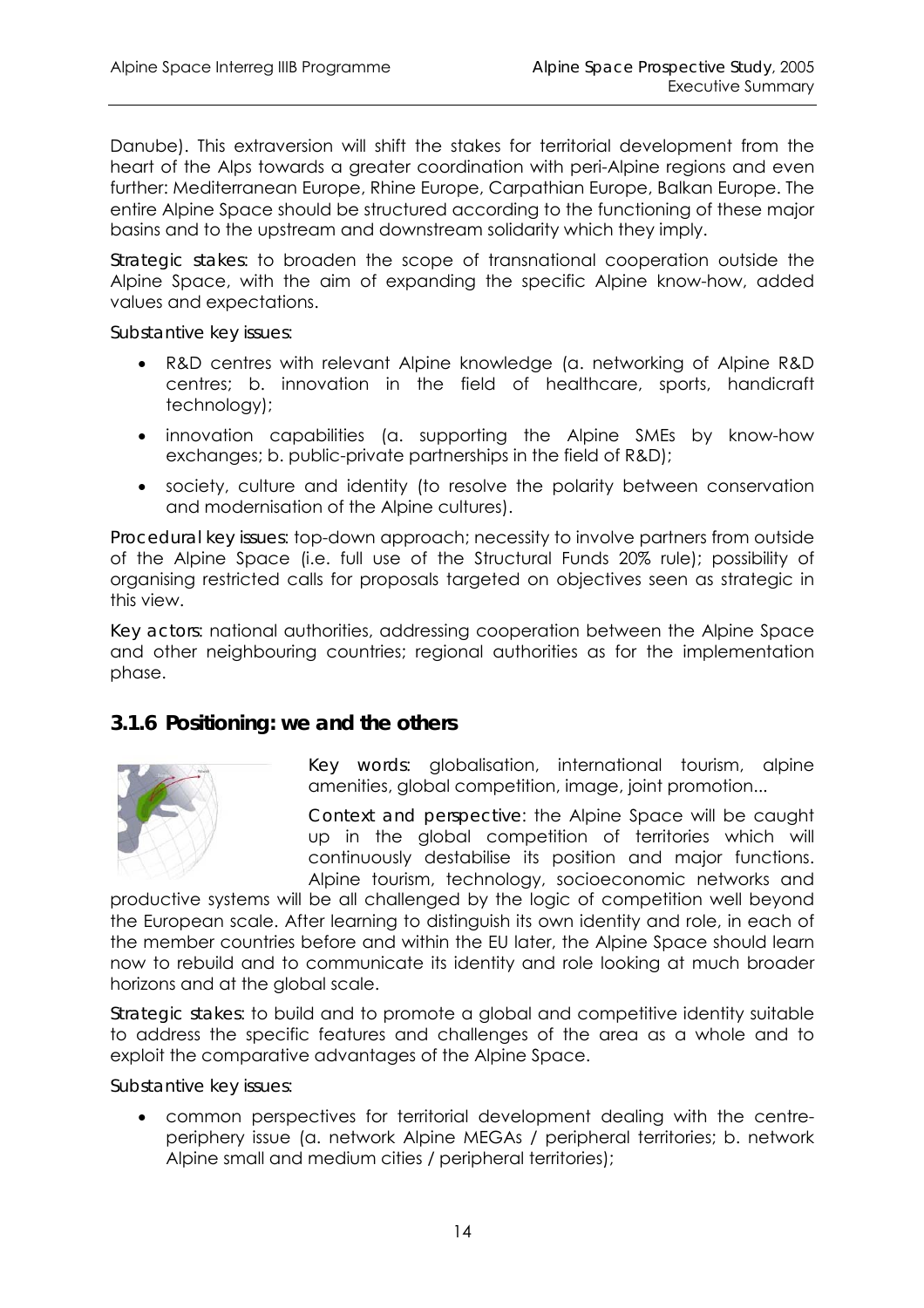Danube). This extraversion will shift the stakes for territorial development from the heart of the Alps towards a greater coordination with peri-Alpine regions and even further: Mediterranean Europe, Rhine Europe, Carpathian Europe, Balkan Europe. The entire Alpine Space should be structured according to the functioning of these major basins and to the upstream and downstream solidarity which they imply.

*Strategic stakes*: to broaden the scope of transnational cooperation outside the Alpine Space, with the aim of expanding the specific Alpine know-how, added values and expectations.

*Substantive key issues*:

- R&D centres with relevant Alpine knowledge (a. networking of Alpine R&D centres; b. innovation in the field of healthcare, sports, handicraft technology);
- innovation capabilities (a. supporting the Alpine SMEs by know-how exchanges; b. public-private partnerships in the field of R&D);
- society, culture and identity (to resolve the polarity between conservation and modernisation of the Alpine cultures).

*Procedural key issues*: top-down approach; necessity to involve partners from outside of the Alpine Space (i.e. full use of the Structural Funds 20% rule); possibility of organising restricted calls for proposals targeted on objectives seen as strategic in this view.

*Key actors*: national authorities, addressing cooperation between the Alpine Space and other neighbouring countries; regional authorities as for the implementation phase.

### 3.1.6 Positioning: we and the others

*Key words*: globalisation, international tourism, alpine amenities, global competition, image, joint promotion...

*Context and perspective*: the Alpine Space will be caught up in the global competition of territories which will continuously destabilise its position and major functions. Alpine tourism, technology, socioeconomic networks and productive systems will be all challenged by the logic of competition well beyond the European scale. After learning to distinguish its own identity and role, in each of the member countries before and within the EU later, the Alpine Space should learn now to rebuild and to communicate its identity and role looking at much broader horizons and at the global scale.

*Strategic stakes*: to build and to promote a global and competitive identity suitable to address the specific features and challenges of the area as a whole and to exploit the comparative advantages of the Alpine Space.

*Substantive key issues*:

- common perspectives for territorial development dealing with the centre-periphery issue (a. network Alpine MEGAs / peripheral territories; b. network Alpine small and medium cities / peripheral territories);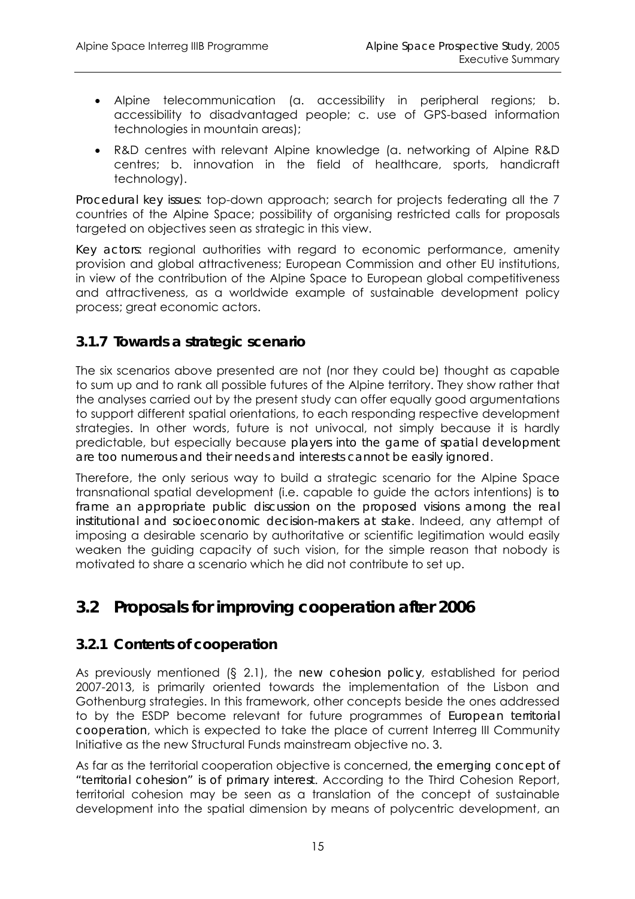- Alpine telecommunication (a. accessibility in peripheral regions; b. accessibility to disadvantaged people; c. use of GPS-based information technologies in mountain areas);
- R&D centres with relevant Alpine knowledge (a. networking of Alpine R&D centres; b. innovation in the field of healthcare, sports, handicraft technology).

*Procedural key issues*: top-down approach; search for projects federating all the 7 countries of the Alpine Space; possibility of organising restricted calls for proposals targeted on objectives seen as strategic in this view.

*Key actors*: regional authorities with regard to economic performance, amenity provision and global attractiveness; European Commission and other EU institutions, in view of the contribution of the Alpine Space to European global competitiveness and attractiveness, as a worldwide example of sustainable development policy process; great economic actors.

### 3.1.7 Towards a strategic scenario

The six scenarios above presented are not (nor they could be) thought as capable to sum up and to rank all possible futures of the Alpine territory. They show rather that the analyses carried out by the present study can offer equally good argumentations to support different spatial orientations, to each responding respective development strategies. In other words, future is not univocal, not simply because it is hardly predictable, but especially because *players into the game of spatial development are too numerous and their needs and interests cannot be easily ignored*.

Therefore, the only serious way to build a strategic scenario for the Alpine Space transnational spatial development (i.e. capable to guide the actors intentions) is *to frame an appropriate public discussion on the proposed visions among the real institutional and socioeconomic decision-makers at stake*. Indeed, any attempt of imposing a desirable scenario by authoritative or scientific legitimation would easily weaken the guiding capacity of such vision, for the simple reason that nobody is motivated to share a scenario which he did not contribute to set up.

## 3.2 Proposals for improving cooperation after 2006

### 3.2.1 Contents of cooperation

As previously mentioned (§ 2.1), the *new cohesion policy*, established for period 2007-2013, is primarily oriented towards the implementation of the Lisbon and Gothenburg strategies. In this framework, other concepts beside the ones addressed to by the ESDP become relevant for future programmes of *European territorial cooperation*, which is expected to take the place of current Interreg III Community Initiative as the new Structural Funds mainstream objective no. 3.

As far as the territorial cooperation objective is concerned, *the emerging concept of "territorial cohesion" is of primary interest*. According to the Third Cohesion Report, territorial cohesion may be seen as a translation of the concept of sustainable development into the spatial dimension by means of polycentric development, an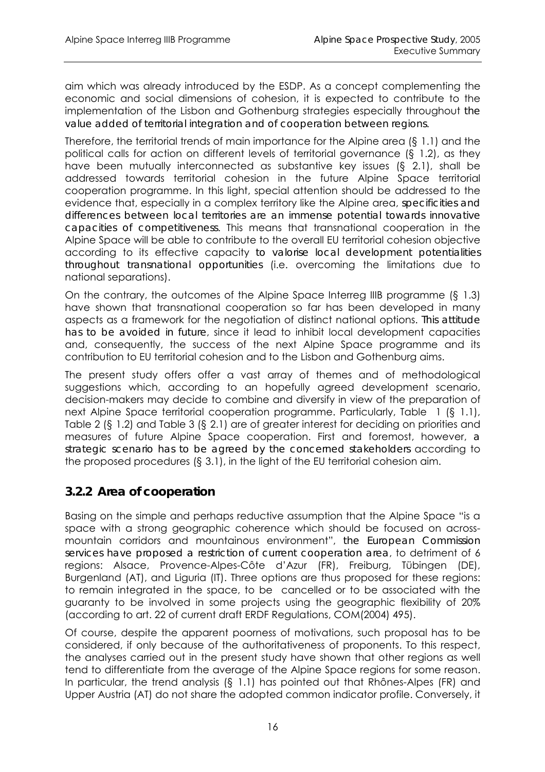aim which was already introduced by the ESDP. As a concept complementing the economic and social dimensions of cohesion, it is expected to contribute to the implementation of the Lisbon and Gothenburg strategies especially throughout *the value added of territorial integration and of cooperation between regions*.

Therefore, the territorial trends of main importance for the Alpine area (§ 1.1) and the political calls for action on different levels of territorial governance (§ 1.2), as they have been mutually interconnected as substantive key issues (§ 2.1), shall be addressed towards territorial cohesion in the future Alpine Space territorial cooperation programme. In this light, special attention should be addressed to the evidence that, especially in a complex territory like the Alpine area, *specificities and differences between local territories are an immense potential towards innovative capacities of competitiveness*. This means that transnational cooperation in the Alpine Space will be able to contribute to the overall EU territorial cohesion objective according to its effective capacity *to valorise local development potentialities throughout transnational opportunities* (i.e. overcoming the limitations due to national separations).

On the contrary, the outcomes of the Alpine Space Interreg IIIB programme (§ 1.3) have shown that transnational cooperation so far has been developed in many aspects as a framework for the negotiation of distinct national options. *This attitude has to be avoided in future*, since it lead to inhibit local development capacities and, consequently, the success of the next Alpine Space programme and its contribution to EU territorial cohesion and to the Lisbon and Gothenburg aims.

The present study offers offer a vast array of themes and of methodological suggestions which, according to an hopefully agreed development scenario, decision-makers may decide to combine and diversify in view of the preparation of next Alpine Space territorial cooperation programme. Particularly, Table 1 (§ 1.1), Table 2 (§ 1.2) and Table 3 (§ 2.1) are of greater interest for deciding on priorities and measures of future Alpine Space cooperation. First and foremost, however, *a strategic scenario has to be agreed by the concerned stakeholders* according to the proposed procedures (§ 3.1), in the light of the EU territorial cohesion aim.

### 3.2.2 Area of cooperation

Basing on the simple and perhaps reductive assumption that the Alpine Space "is a space with a strong geographic coherence which should be focused on across-mountain corridors and mountainous environment", *the European Commission services have proposed a restriction of current cooperation area*, to detriment of 6 regions: Alsace, Provence-Alpes-Côte d'Azur (FR), Freiburg, Tübingen (DE), Burgenland (AT), and Liguria (IT). Three options are thus proposed for these regions: to remain integrated in the space, to be cancelled or to be associated with the guaranty to be involved in some projects using the geographic flexibility of 20% (according to art. 22 of current draft ERDF Regulations, COM(2004) 495).

Of course, despite the apparent poorness of motivations, such proposal has to be considered, if only because of the authoritativeness of proponents. To this respect, the analyses carried out in the present study have shown that other regions as well tend to differentiate from the average of the Alpine Space regions for some reason. In particular, the trend analysis (§ 1.1) has pointed out that Rhônes-Alpes (FR) and Upper Austria (AT) do not share the adopted common indicator profile. Conversely, it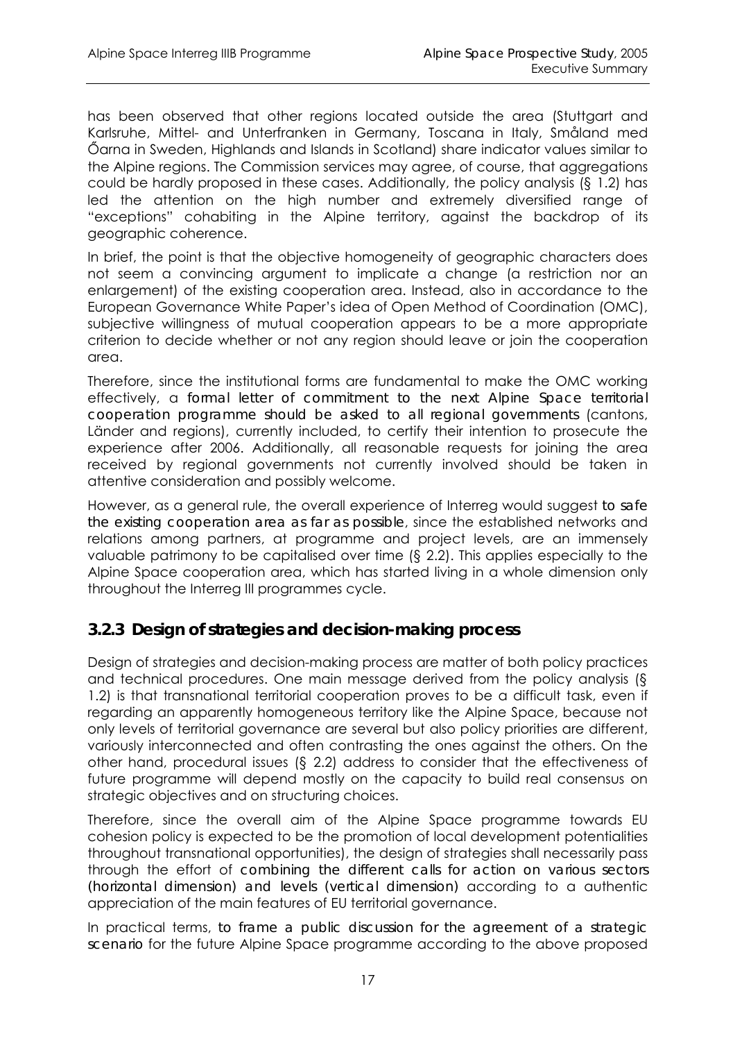has been observed that other regions located outside the area (Stuttgart and Karlsruhe, Mittel- and Unterfranken in Germany, Toscana in Italy, Småland med Őarna in Sweden, Highlands and Islands in Scotland) share indicator values similar to the Alpine regions. The Commission services may agree, of course, that aggregations could be hardly proposed in these cases. Additionally, the policy analysis (§ 1.2) has led the attention on the high number and extremely diversified range of "exceptions" cohabiting in the Alpine territory, against the backdrop of its geographic coherence.

In brief, the point is that the objective homogeneity of geographic characters does not seem a convincing argument to implicate a change (a restriction nor an enlargement) of the existing cooperation area. Instead, also in accordance to the European Governance White Paper's idea of Open Method of Coordination (OMC), subjective willingness of mutual cooperation appears to be a more appropriate criterion to decide whether or not any region should leave or join the cooperation area.

Therefore, since the institutional forms are fundamental to make the OMC working effectively, a *formal letter of commitment to the next Alpine Space territorial cooperation programme should be asked to all regional governments* (cantons, Länder and regions), currently included, to certify their intention to prosecute the experience after 2006. Additionally, all reasonable requests for joining the area received by regional governments not currently involved should be taken in attentive consideration and possibly welcome.

However, as a general rule, the overall experience of Interreg would suggest *to safe the existing cooperation area as far as possible*, since the established networks and relations among partners, at programme and project levels, are an immensely valuable patrimony to be capitalised over time (§ 2.2). This applies especially to the Alpine Space cooperation area, which has started living in a whole dimension only throughout the Interreg III programmes cycle.

### 3.2.3 Design of strategies and decision-making process

Design of strategies and decision-making process are matter of both policy practices and technical procedures. One main message derived from the policy analysis (§ 1.2) is that transnational territorial cooperation proves to be a difficult task, even if regarding an apparently homogeneous territory like the Alpine Space, because not only levels of territorial governance are several but also policy priorities are different, variously interconnected and often contrasting the ones against the others. On the other hand, procedural issues (§ 2.2) address to consider that the effectiveness of future programme will depend mostly on the capacity to build real consensus on strategic objectives and on structuring choices.

Therefore, since the overall aim of the Alpine Space programme towards EU cohesion policy is expected to be the promotion of local development potentialities throughout transnational opportunities), the design of strategies shall necessarily pass through the effort of *combining the different calls for action on various sectors (horizontal dimension) and levels (vertical dimension)* according to a authentic appreciation of the main features of EU territorial governance.

In practical terms, *to frame a public discussion for the agreement of a strategic scenario* for the future Alpine Space programme according to the above proposed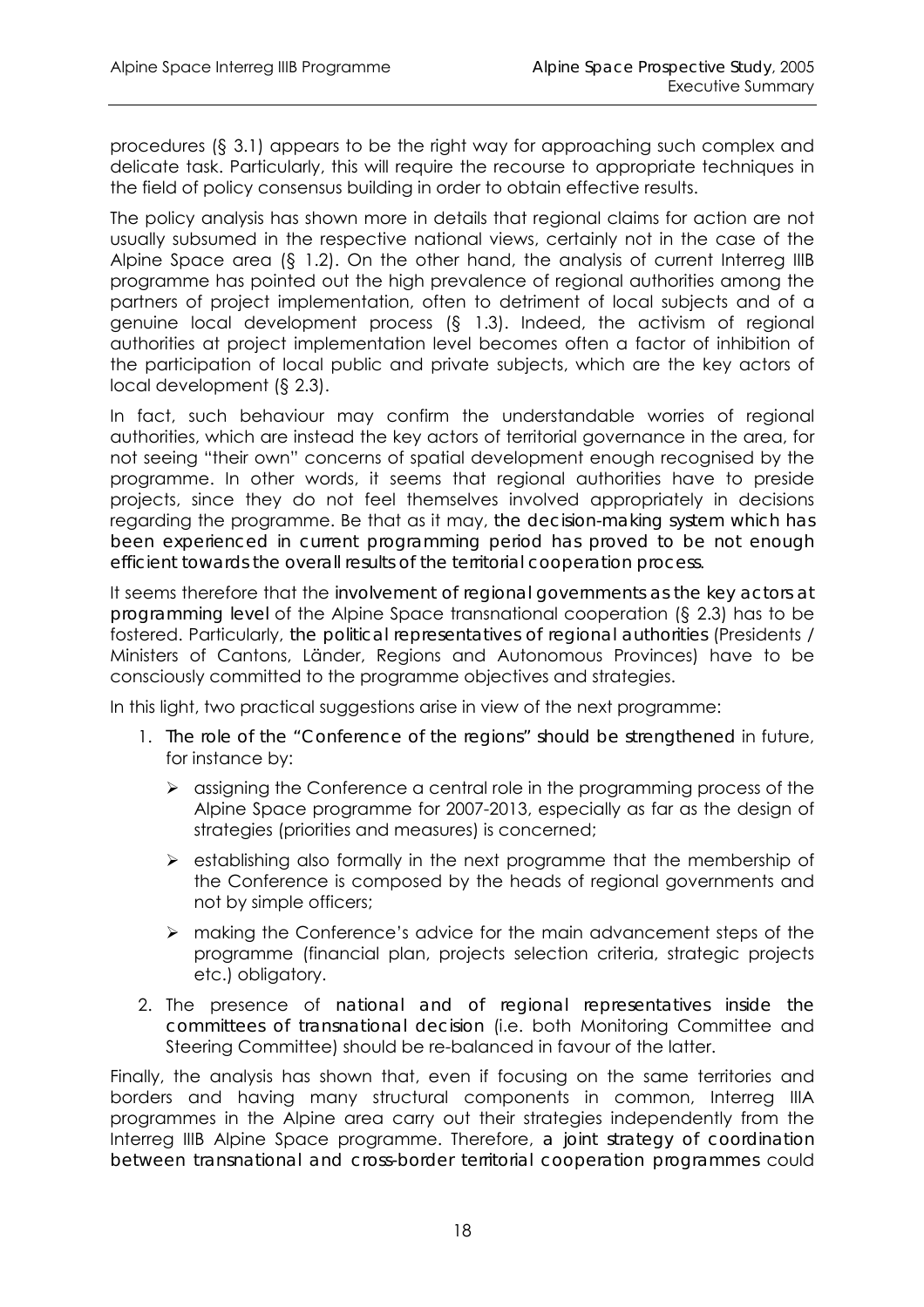procedures (§ 3.1) appears to be the right way for approaching such complex and delicate task. Particularly, this will require the recourse to appropriate techniques in the field of policy consensus building in order to obtain effective results.

The policy analysis has shown more in details that regional claims for action are not usually subsumed in the respective national views, certainly not in the case of the Alpine Space area (§ 1.2). On the other hand, the analysis of current Interreg IIIB programme has pointed out the high prevalence of regional authorities among the partners of project implementation, often to detriment of local subjects and of a genuine local development process (§ 1.3). Indeed, the activism of regional authorities at project implementation level becomes often a factor of inhibition of the participation of local public and private subjects, which are the key actors of local development (§ 2.3).

In fact, such behaviour may confirm the understandable worries of regional authorities, which are instead the key actors of territorial governance in the area, for not seeing "their own" concerns of spatial development enough recognised by the programme. In other words, it seems that regional authorities have to preside projects, since they do not feel themselves involved appropriately in decisions regarding the programme. Be that as it may, **the decision-making system which has been experienced in current programming period has proved to be not enough efficient towards the overall results of the territorial cooperation process.**

It seems therefore that the **involvement of regional governments as the key actors at programming level** of the Alpine Space transnational cooperation (§ 2.3) has to be fostered. Particularly, **the political representatives of regional authorities** (Presidents / Ministers of Cantons, Länder, Regions and Autonomous Provinces) have to be consciously committed to the programme objectives and strategies.

In this light, two practical suggestions arise in view of the next programme:

1. **The role of the "Conference of the regions" should be strengthened** in future, for instance by:
   - assigning the Conference a central role in the programming process of the Alpine Space programme for 2007-2013, especially as far as the design of strategies (priorities and measures) is concerned;
   - establishing also formally in the next programme that the membership of the Conference is composed by the heads of regional governments and not by simple officers;
   - making the Conference's advice for the main advancement steps of the programme (financial plan, projects selection criteria, strategic projects etc.) obligatory.
2. The presence of **national and of regional representatives inside the committees of transnational decision** (i.e. both Monitoring Committee and Steering Committee) should be re-balanced in favour of the latter.

Finally, the analysis has shown that, even if focusing on the same territories and borders and having many structural components in common, Interreg IIIA programmes in the Alpine area carry out their strategies independently from the Interreg IIIB Alpine Space programme. Therefore, **a joint strategy of coordination between transnational and cross-border territorial cooperation programmes** could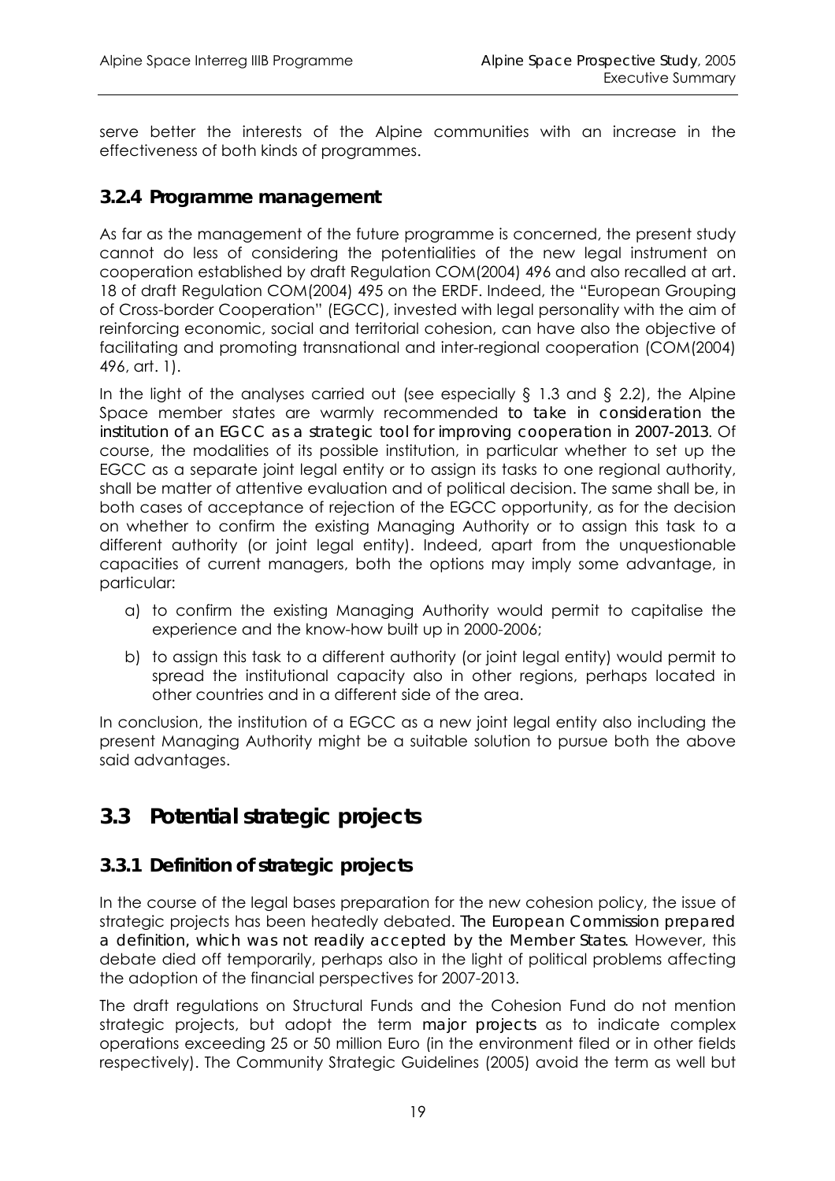serve better the interests of the Alpine communities with an increase in the effectiveness of both kinds of programmes.

### 3.2.4 Programme management

As far as the management of the future programme is concerned, the present study cannot do less of considering the potentialities of the new legal instrument on cooperation established by draft Regulation COM(2004) 496 and also recalled at art. 18 of draft Regulation COM(2004) 495 on the ERDF. Indeed, the "European Grouping of Cross-border Cooperation" (EGCC), invested with legal personality with the aim of reinforcing economic, social and territorial cohesion, can have also the objective of facilitating and promoting transnational and inter-regional cooperation (COM(2004) 496, art. 1).

In the light of the analyses carried out (see especially § 1.3 and § 2.2), the Alpine Space member states are warmly recommended *to take in consideration the institution of an EGCC as a strategic tool for improving cooperation in 2007-2013*. Of course, the modalities of its possible institution, in particular whether to set up the EGCC as a separate joint legal entity or to assign its tasks to one regional authority, shall be matter of attentive evaluation and of political decision. The same shall be, in both cases of acceptance of rejection of the EGCC opportunity, as for the decision on whether to confirm the existing Managing Authority or to assign this task to a different authority (or joint legal entity). Indeed, apart from the unquestionable capacities of current managers, both the options may imply some advantage, in particular:

a) to confirm the existing Managing Authority would permit to capitalise the experience and the know-how built up in 2000-2006;

b) to assign this task to a different authority (or joint legal entity) would permit to spread the institutional capacity also in other regions, perhaps located in other countries and in a different side of the area.

In conclusion, the institution of a EGCC as a new joint legal entity also including the present Managing Authority might be a suitable solution to pursue both the above said advantages.

## 3.3 Potential strategic projects

### 3.3.1 Definition of strategic projects

In the course of the legal bases preparation for the new cohesion policy, the issue of strategic projects has been heatedly debated. *The European Commission prepared a definition, which was not readily accepted by the Member States*. However, this debate died off temporarily, perhaps also in the light of political problems affecting the adoption of the financial perspectives for 2007-2013.

The draft regulations on Structural Funds and the Cohesion Fund do not mention strategic projects, but adopt the term *major projects* as to indicate complex operations exceeding 25 or 50 million Euro (in the environment filed or in other fields respectively). The Community Strategic Guidelines (2005) avoid the term as well but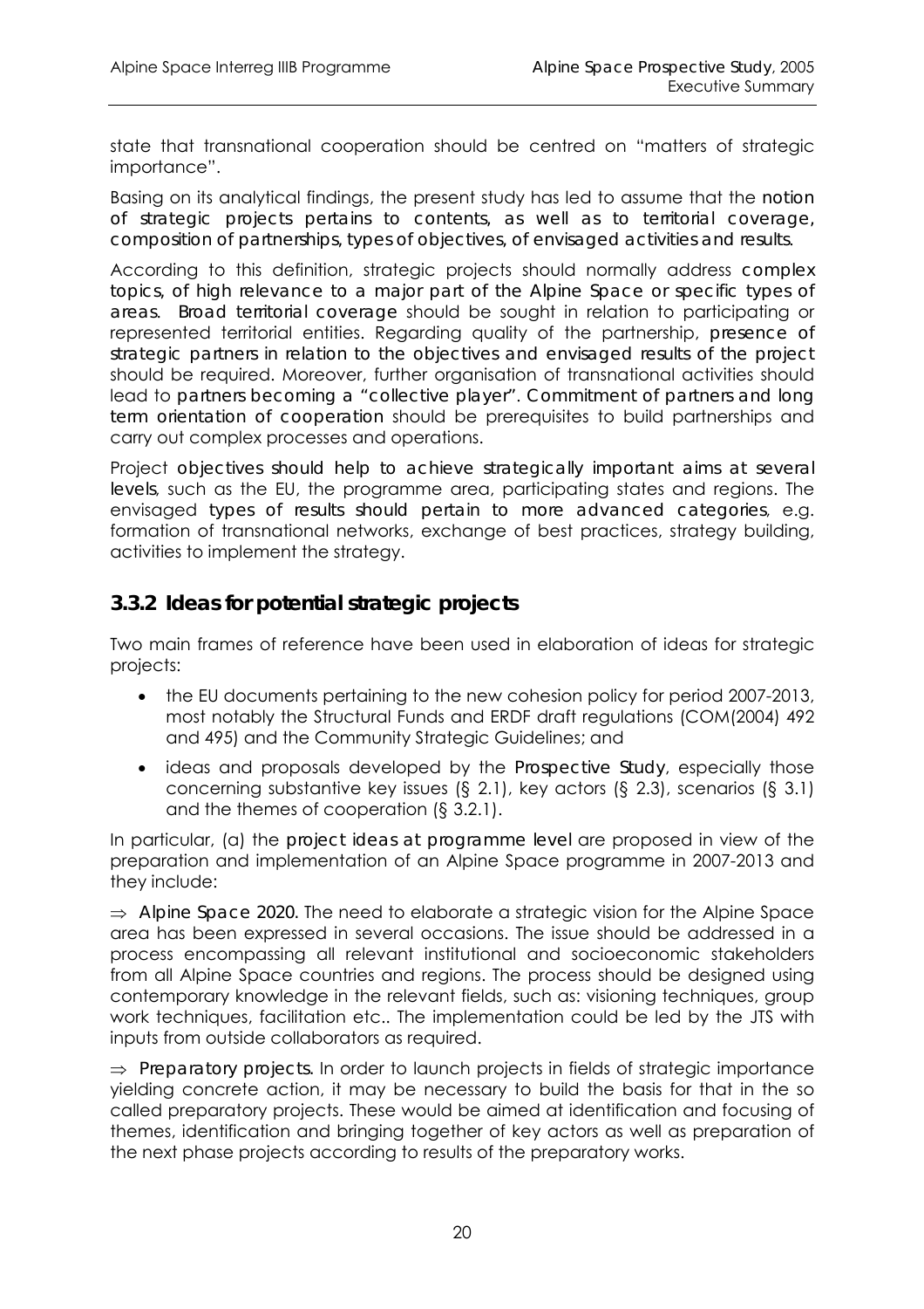state that transnational cooperation should be centred on "matters of strategic importance".

Basing on its analytical findings, the present study has led to assume that the **notion of strategic projects pertains to contents, as well as to territorial coverage, composition of partnerships, types of objectives, of envisaged activities and results.**

According to this definition, strategic projects should normally address **complex topics, of high relevance to a major part of the Alpine Space or specific types of areas. Broad territorial coverage** should be sought in relation to participating or represented territorial entities. Regarding quality of the partnership, **presence of strategic partners in relation to the objectives and envisaged results of the project** should be required. Moreover, further organisation of transnational activities should lead to **partners becoming a "collective player". Commitment of partners and long term orientation of cooperation** should be prerequisites to build partnerships and carry out complex processes and operations.

Project **objectives should help to achieve strategically important aims at several levels**, such as the EU, the programme area, participating states and regions. The envisaged **types of results should pertain to more advanced categories**, e.g. formation of transnational networks, exchange of best practices, strategy building, activities to implement the strategy.

### 3.3.2 Ideas for potential strategic projects

Two main frames of reference have been used in elaboration of ideas for strategic projects:

- the EU documents pertaining to the new cohesion policy for period 2007-2013, most notably the Structural Funds and ERDF draft regulations (COM(2004) 492 and 495) and the Community Strategic Guidelines; and
- ideas and proposals developed by the **Prospective Study**, especially those concerning substantive key issues (§ 2.1), key actors (§ 2.3), scenarios (§ 3.1) and the themes of cooperation (§ 3.2.1).

In particular, (a) the **project ideas at programme level** are proposed in view of the preparation and implementation of an Alpine Space programme in 2007-2013 and they include:

⇒ **Alpine Space 2020.** The need to elaborate a strategic vision for the Alpine Space area has been expressed in several occasions. The issue should be addressed in a process encompassing all relevant institutional and socioeconomic stakeholders from all Alpine Space countries and regions. The process should be designed using contemporary knowledge in the relevant fields, such as: visioning techniques, group work techniques, facilitation etc.. The implementation could be led by the JTS with inputs from outside collaborators as required.

⇒ **Preparatory projects.** In order to launch projects in fields of strategic importance yielding concrete action, it may be necessary to build the basis for that in the so called preparatory projects. These would be aimed at identification and focusing of themes, identification and bringing together of key actors as well as preparation of the next phase projects according to results of the preparatory works.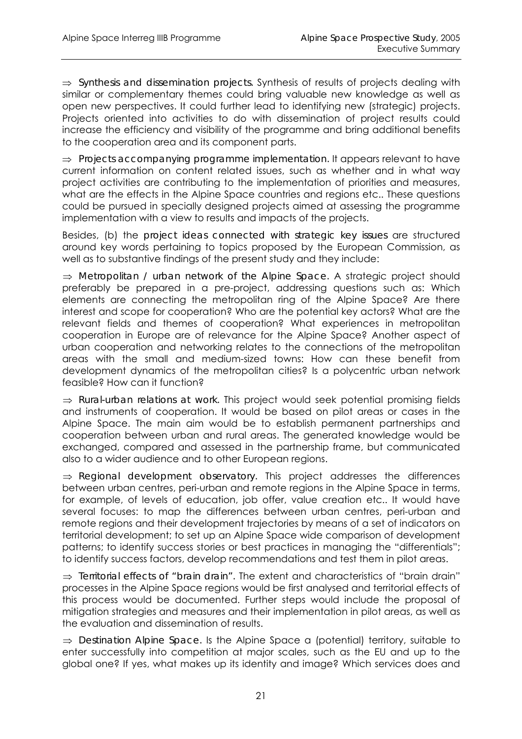⇒ **Synthesis and dissemination projects.** Synthesis of results of projects dealing with similar or complementary themes could bring valuable new knowledge as well as open new perspectives. It could further lead to identifying new (strategic) projects. Projects oriented into activities to do with dissemination of project results could increase the efficiency and visibility of the programme and bring additional benefits to the cooperation area and its component parts.

⇒ **Projects accompanying programme implementation.** It appears relevant to have current information on content related issues, such as whether and in what way project activities are contributing to the implementation of priorities and measures, what are the effects in the Alpine Space countries and regions etc.. These questions could be pursued in specially designed projects aimed at assessing the programme implementation with a view to results and impacts of the projects.

Besides, (b) the **project ideas connected with strategic key issues** are structured around key words pertaining to topics proposed by the European Commission, as well as to substantive findings of the present study and they include:

⇒ **Metropolitan / urban network of the Alpine Space.** A strategic project should preferably be prepared in a pre-project, addressing questions such as: Which elements are connecting the metropolitan ring of the Alpine Space? Are there interest and scope for cooperation? Who are the potential key actors? What are the relevant fields and themes of cooperation? What experiences in metropolitan cooperation in Europe are of relevance for the Alpine Space? Another aspect of urban cooperation and networking relates to the connections of the metropolitan areas with the small and medium-sized towns: How can these benefit from development dynamics of the metropolitan cities? Is a polycentric urban network feasible? How can it function?

⇒ **Rural-urban relations at work.** This project would seek potential promising fields and instruments of cooperation. It would be based on pilot areas or cases in the Alpine Space. The main aim would be to establish permanent partnerships and cooperation between urban and rural areas. The generated knowledge would be exchanged, compared and assessed in the partnership frame, but communicated also to a wider audience and to other European regions.

⇒ **Regional development observatory.** This project addresses the differences between urban centres, peri-urban and remote regions in the Alpine Space in terms, for example, of levels of education, job offer, value creation etc.. It would have several focuses: to map the differences between urban centres, peri-urban and remote regions and their development trajectories by means of a set of indicators on territorial development; to set up an Alpine Space wide comparison of development patterns; to identify success stories or best practices in managing the "differentials"; to identify success factors, develop recommendations and test them in pilot areas.

⇒ **Territorial effects of "brain drain".** The extent and characteristics of "brain drain" processes in the Alpine Space regions would be first analysed and territorial effects of this process would be documented. Further steps would include the proposal of mitigation strategies and measures and their implementation in pilot areas, as well as the evaluation and dissemination of results.

⇒ **Destination Alpine Space.** Is the Alpine Space a (potential) territory, suitable to enter successfully into competition at major scales, such as the EU and up to the global one? If yes, what makes up its identity and image? Which services does and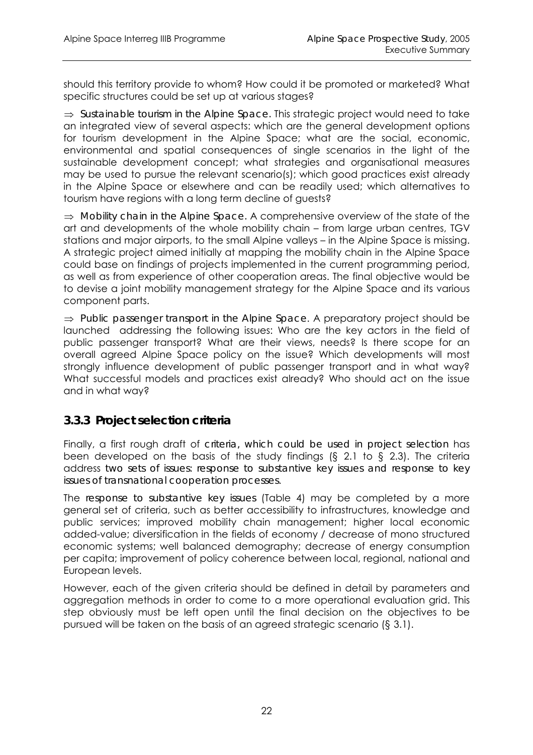should this territory provide to whom? How could it be promoted or marketed? What specific structures could be set up at various stages?

⇒ **Sustainable tourism in the Alpine Space.** This strategic project would need to take an integrated view of several aspects: which are the general development options for tourism development in the Alpine Space; what are the social, economic, environmental and spatial consequences of single scenarios in the light of the sustainable development concept; what strategies and organisational measures may be used to pursue the relevant scenario(s); which good practices exist already in the Alpine Space or elsewhere and can be readily used; which alternatives to tourism have regions with a long term decline of guests?

⇒ **Mobility chain in the Alpine Space.** A comprehensive overview of the state of the art and developments of the whole mobility chain – from large urban centres, TGV stations and major airports, to the small Alpine valleys – in the Alpine Space is missing. A strategic project aimed initially at mapping the mobility chain in the Alpine Space could base on findings of projects implemented in the current programming period, as well as from experience of other cooperation areas. The final objective would be to devise a joint mobility management strategy for the Alpine Space and its various component parts.

⇒ **Public passenger transport in the Alpine Space**. A preparatory project should be launched addressing the following issues: Who are the key actors in the field of public passenger transport? What are their views, needs? Is there scope for an overall agreed Alpine Space policy on the issue? Which developments will most strongly influence development of public passenger transport and in what way? What successful models and practices exist already? Who should act on the issue and in what way?

### 3.3.3 Project selection criteria

Finally, a first rough draft of **criteria, which could be used in project selection** has been developed on the basis of the study findings (§ 2.1 to § 2.3). The criteria address **two sets of issues: response to substantive key issues and response to key issues of transnational cooperation processes.**

The **response to substantive key issues** (Table 4) may be completed by a more general set of criteria, such as better accessibility to infrastructures, knowledge and public services; improved mobility chain management; higher local economic added-value; diversification in the fields of economy / decrease of mono structured economic systems; well balanced demography; decrease of energy consumption per capita; improvement of policy coherence between local, regional, national and European levels.

However, each of the given criteria should be defined in detail by parameters and aggregation methods in order to come to a more operational evaluation grid. This step obviously must be left open until the final decision on the objectives to be pursued will be taken on the basis of an agreed strategic scenario (§ 3.1).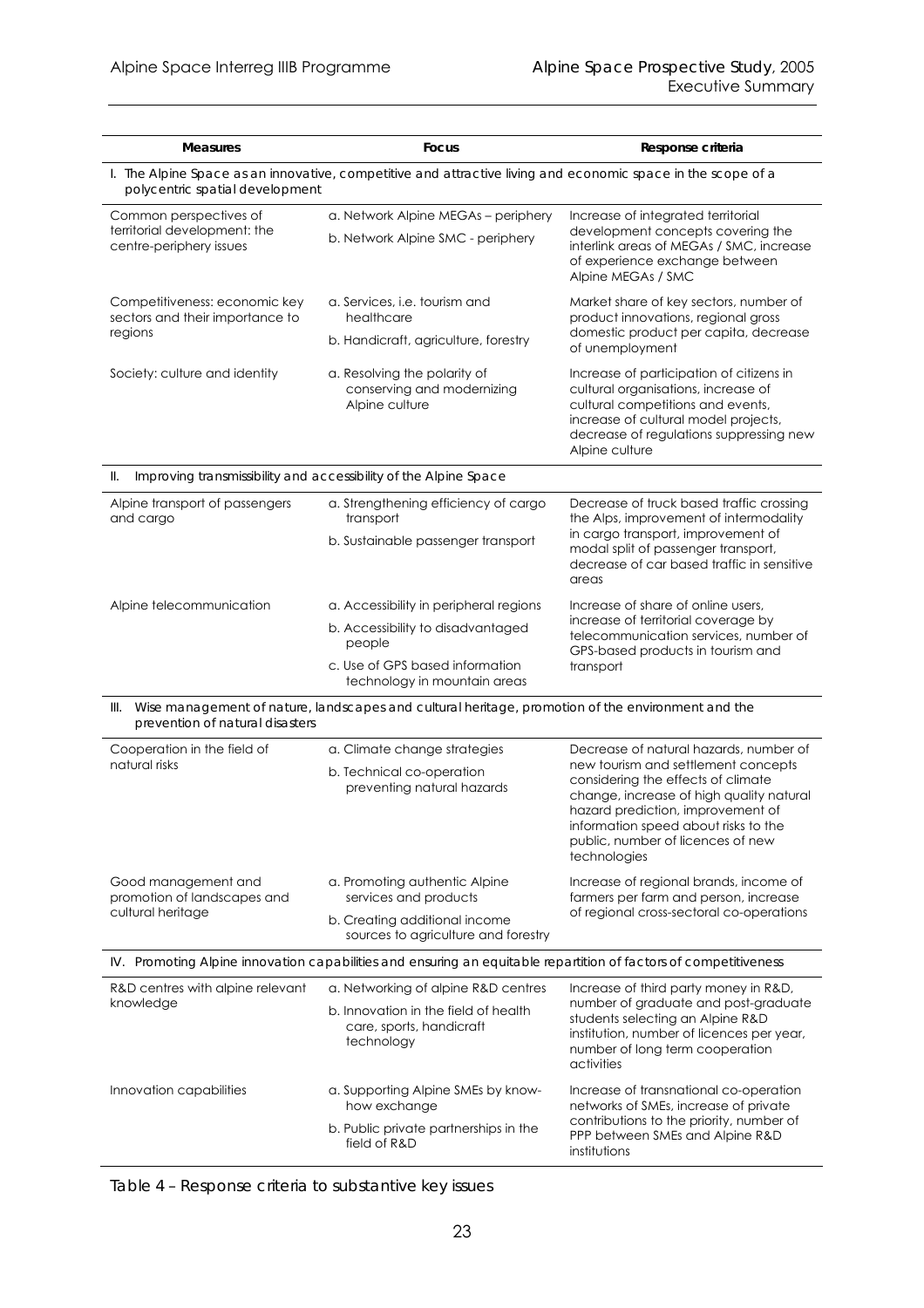| Measures | Focus | Response criteria |
|---|---|---|
| I. The Alpine Space as an innovative, competitive and attractive living and economic space in the scope of a polycentric spatial development | | |
| Common perspectives of territorial development: the centre-periphery issues | a. Network Alpine MEGAs – periphery<br>b. Network Alpine SMC - periphery | Increase of integrated territorial development concepts covering the interlink areas of MEGAs / SMC, increase of experience exchange between Alpine MEGAs / SMC |
| Competitiveness: economic key sectors and their importance to regions | a. Services, i.e. tourism and healthcare<br>b. Handicraft, agriculture, forestry | Market share of key sectors, number of product innovations, regional gross domestic product per capita, decrease of unemployment |
| Society: culture and identity | a. Resolving the polarity of conserving and modernizing Alpine culture | Increase of participation of citizens in cultural organisations, increase of cultural competitions and events, increase of cultural model projects, decrease of regulations suppressing new Alpine culture |
| II. Improving transmissibility and accessibility of the Alpine Space | | |
| Alpine transport of passengers and cargo | a. Strengthening efficiency of cargo transport<br>b. Sustainable passenger transport | Decrease of truck based traffic crossing the Alps, improvement of intermodality in cargo transport, improvement of modal split of passenger transport, decrease of car based traffic in sensitive areas |
| Alpine telecommunication | a. Accessibility in peripheral regions<br>b. Accessibility to disadvantaged people<br>c. Use of GPS based information technology in mountain areas | Increase of share of online users, increase of territorial coverage by telecommunication services, number of GPS-based products in tourism and transport |
| III. Wise management of nature, landscapes and cultural heritage, promotion of the environment and the prevention of natural disasters | | |
| Cooperation in the field of natural risks | a. Climate change strategies<br>b. Technical co-operation preventing natural hazards | Decrease of natural hazards, number of new tourism and settlement concepts considering the effects of climate change, increase of high quality natural hazard prediction, improvement of information speed about risks to the public, number of licences of new technologies |
| Good management and promotion of landscapes and cultural heritage | a. Promoting authentic Alpine services and products<br>b. Creating additional income sources to agriculture and forestry | Increase of regional brands, income of farmers per farm and person, increase of regional cross-sectoral co-operations |
| IV. Promoting Alpine innovation capabilities and ensuring an equitable repartition of factors of competitiveness | | |
| R&D centres with alpine relevant knowledge | a. Networking of alpine R&D centres<br>b. Innovation in the field of health care, sports, handicraft technology | Increase of third party money in R&D, number of graduate and post-graduate students selecting an Alpine R&D institution, number of licences per year, number of long term cooperation activities |
| Innovation capabilities | a. Supporting Alpine SMEs by know-how exchange<br>b. Public private partnerships in the field of R&D | Increase of transnational co-operation networks of SMEs, increase of private contributions to the priority, number of PPP between SMEs and Alpine R&D institutions |

Table 4 – Response criteria to substantive key issues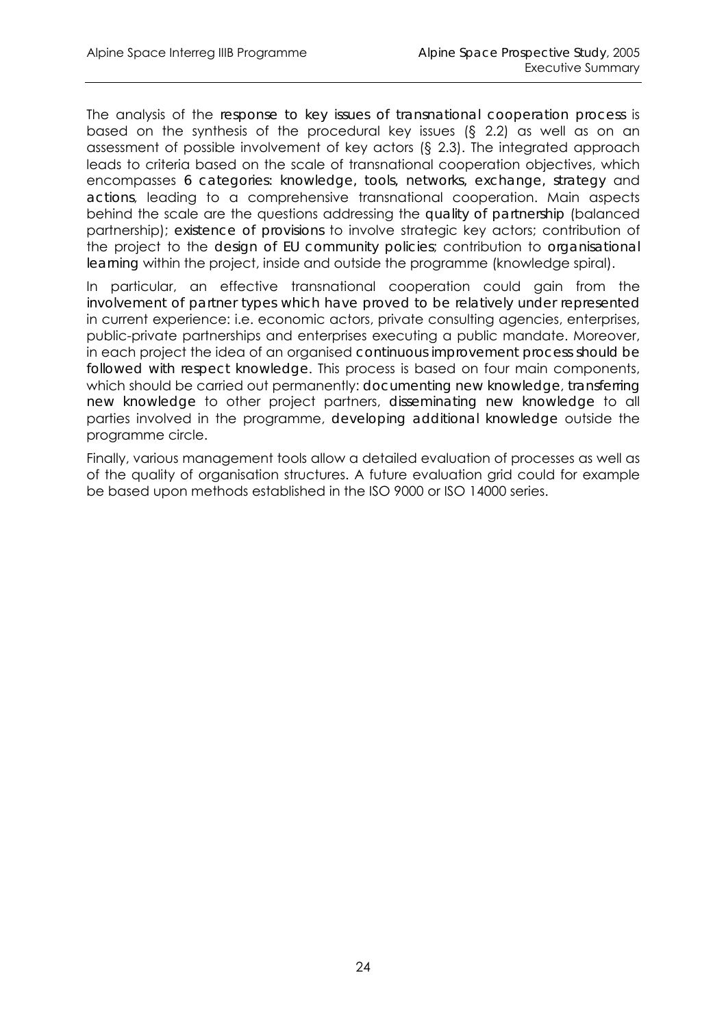The analysis of the **response to key issues of transnational cooperation process** is based on the synthesis of the procedural key issues (§ 2.2) as well as on an assessment of possible involvement of key actors (§ 2.3). The integrated approach leads to criteria based on the scale of transnational cooperation objectives, which encompasses **6 categories: knowledge, tools, networks, exchange, strategy** and **actions**, leading to a comprehensive transnational cooperation. Main aspects behind the scale are the questions addressing the **quality of partnership** (balanced partnership); **existence of provisions** to involve strategic key actors; contribution of the project to the **design of EU community policies**; contribution to **organisational learning** within the project, inside and outside the programme (knowledge spiral).

In particular, an effective transnational cooperation could gain from the **involvement of partner types which have proved to be relatively under represented** in current experience: i.e. economic actors, private consulting agencies, enterprises, public-private partnerships and enterprises executing a public mandate. Moreover, in each project the idea of an organised **continuous improvement process should be followed with respect knowledge**. This process is based on four main components, which should be carried out permanently: **documenting new knowledge**, **transferring new knowledge** to other project partners, **disseminating new knowledge** to all parties involved in the programme, **developing additional knowledge** outside the programme circle.

Finally, various management tools allow a detailed evaluation of processes as well as of the quality of organisation structures. A future evaluation grid could for example be based upon methods established in the ISO 9000 or ISO 14000 series.